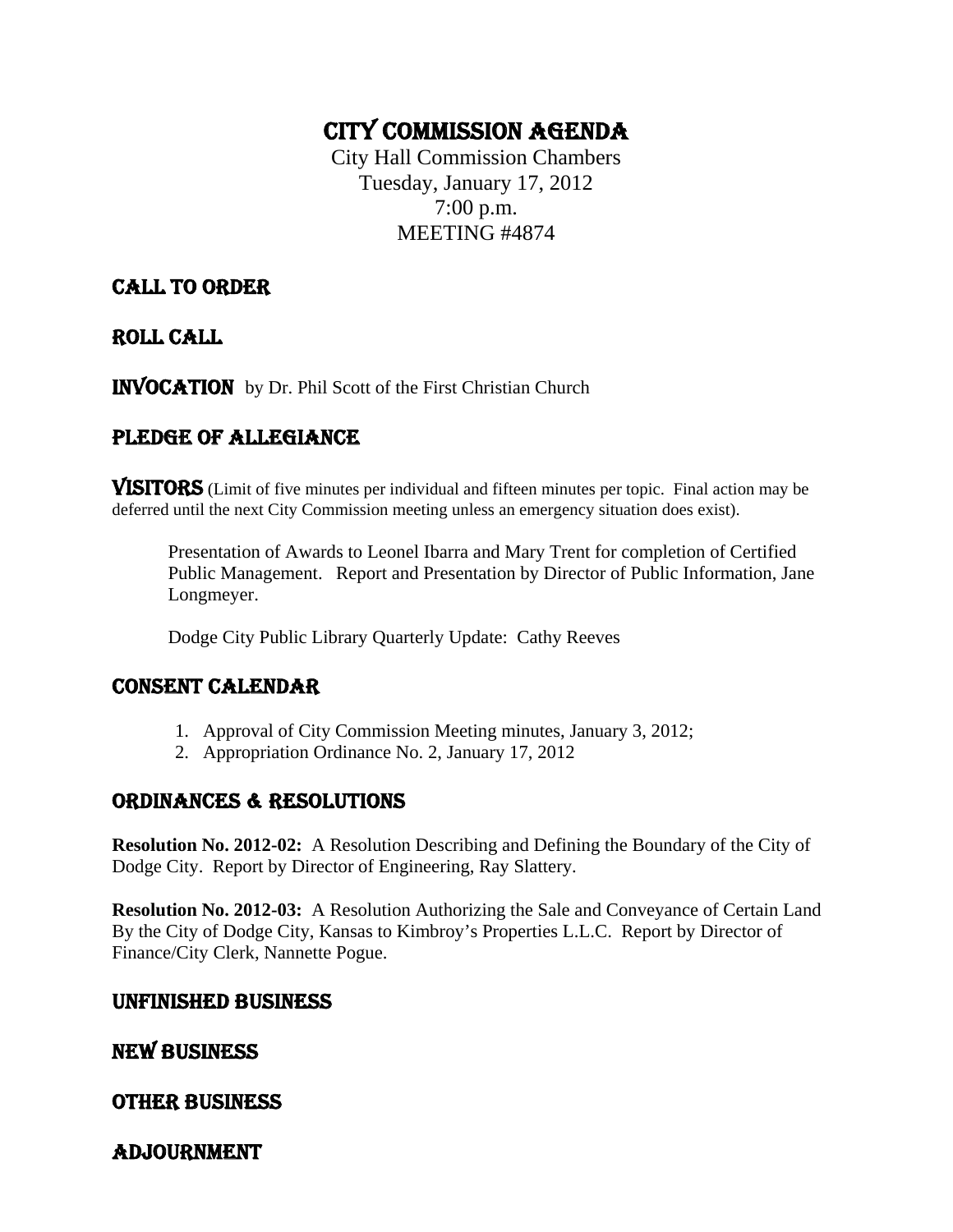# CITY COMMISSION AGENDA

City Hall Commission Chambers
Tuesday, January 17, 2012
7:00 p.m.
MEETING #4874

## CALL TO ORDER

## ROLL CALL

## INVOCATION by Dr. Phil Scott of the First Christian Church

## PLEDGE OF ALLEGIANCE

## VISITORS

(Limit of five minutes per individual and fifteen minutes per topic. Final action may be deferred until the next City Commission meeting unless an emergency situation does exist).

Presentation of Awards to Leonel Ibarra and Mary Trent for completion of Certified Public Management. Report and Presentation by Director of Public Information, Jane Longmeyer.

Dodge City Public Library Quarterly Update: Cathy Reeves

## CONSENT CALENDAR

1. Approval of City Commission Meeting minutes, January 3, 2012;
2. Appropriation Ordinance No. 2, January 17, 2012

## ORDINANCES & RESOLUTIONS

**Resolution No. 2012-02:** A Resolution Describing and Defining the Boundary of the City of Dodge City. Report by Director of Engineering, Ray Slattery.

**Resolution No. 2012-03:** A Resolution Authorizing the Sale and Conveyance of Certain Land By the City of Dodge City, Kansas to Kimbroy's Properties L.L.C. Report by Director of Finance/City Clerk, Nannette Pogue.

## UNFINISHED BUSINESS

## NEW BUSINESS

## OTHER BUSINESS

## ADJOURNMENT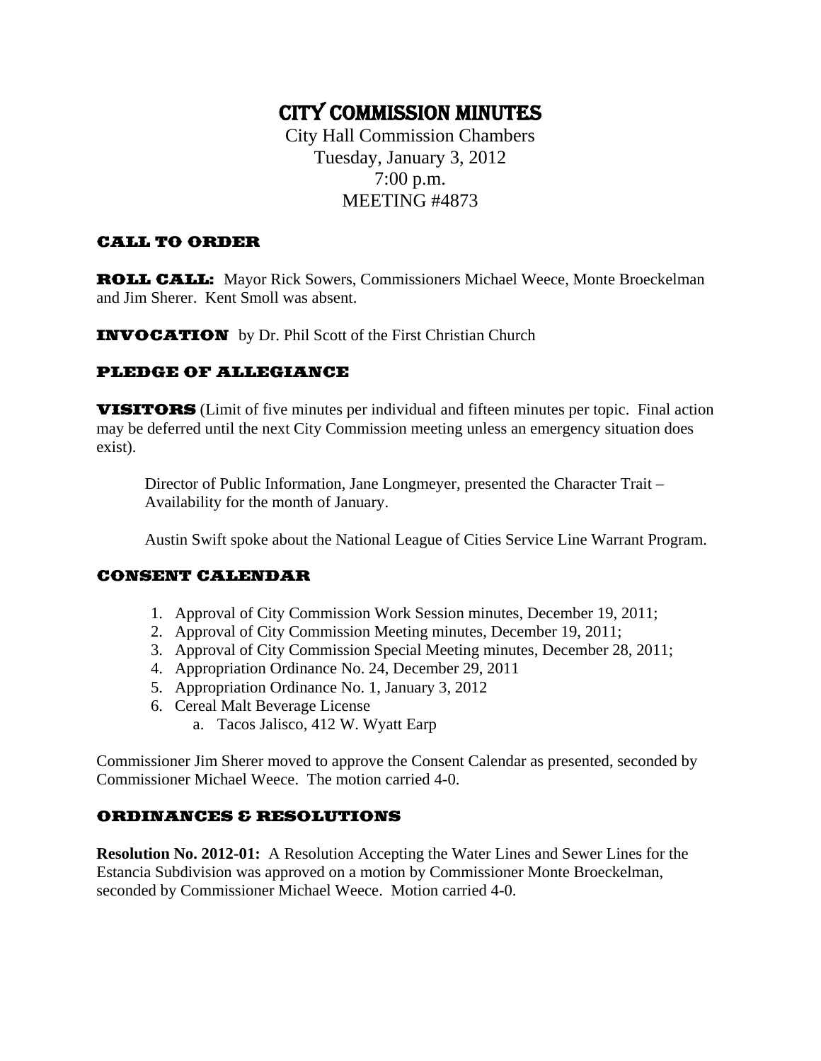# CITY COMMISSION MINUTES

City Hall Commission Chambers
Tuesday, January 3, 2012
7:00 p.m.
MEETING #4873

## CALL TO ORDER

**ROLL CALL:** Mayor Rick Sowers, Commissioners Michael Weece, Monte Broeckelman and Jim Sherer. Kent Smoll was absent.

**INVOCATION** by Dr. Phil Scott of the First Christian Church

## PLEDGE OF ALLEGIANCE

**VISITORS** (Limit of five minutes per individual and fifteen minutes per topic. Final action may be deferred until the next City Commission meeting unless an emergency situation does exist).

Director of Public Information, Jane Longmeyer, presented the Character Trait – Availability for the month of January.

Austin Swift spoke about the National League of Cities Service Line Warrant Program.

## CONSENT CALENDAR

1. Approval of City Commission Work Session minutes, December 19, 2011;
2. Approval of City Commission Meeting minutes, December 19, 2011;
3. Approval of City Commission Special Meeting minutes, December 28, 2011;
4. Appropriation Ordinance No. 24, December 29, 2011
5. Appropriation Ordinance No. 1, January 3, 2012
6. Cereal Malt Beverage License
   a. Tacos Jalisco, 412 W. Wyatt Earp

Commissioner Jim Sherer moved to approve the Consent Calendar as presented, seconded by Commissioner Michael Weece. The motion carried 4-0.

## ORDINANCES & RESOLUTIONS

**Resolution No. 2012-01:** A Resolution Accepting the Water Lines and Sewer Lines for the Estancia Subdivision was approved on a motion by Commissioner Monte Broeckelman, seconded by Commissioner Michael Weece. Motion carried 4-0.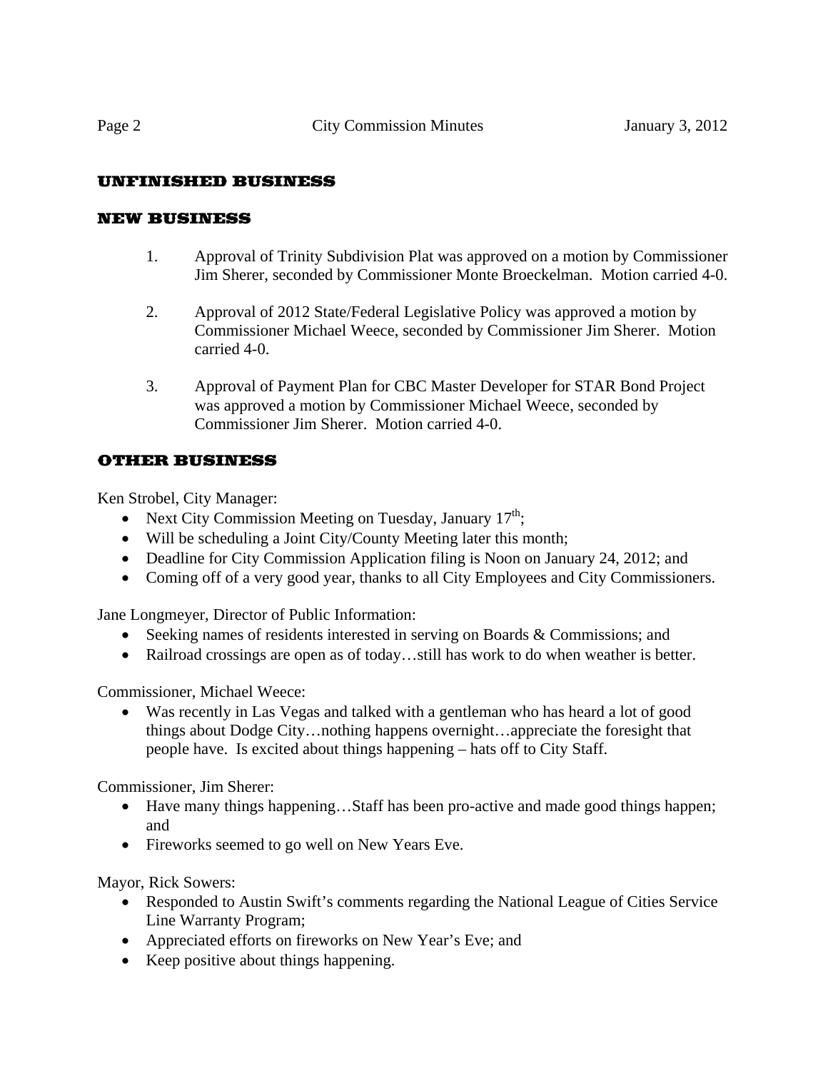## UNFINISHED BUSINESS

## NEW BUSINESS

1. Approval of Trinity Subdivision Plat was approved on a motion by Commissioner Jim Sherer, seconded by Commissioner Monte Broeckelman. Motion carried 4-0.

2. Approval of 2012 State/Federal Legislative Policy was approved a motion by Commissioner Michael Weece, seconded by Commissioner Jim Sherer. Motion carried 4-0.

3. Approval of Payment Plan for CBC Master Developer for STAR Bond Project was approved a motion by Commissioner Michael Weece, seconded by Commissioner Jim Sherer. Motion carried 4-0.

## OTHER BUSINESS

Ken Strobel, City Manager:

- Next City Commission Meeting on Tuesday, January 17th;
- Will be scheduling a Joint City/County Meeting later this month;
- Deadline for City Commission Application filing is Noon on January 24, 2012; and
- Coming off of a very good year, thanks to all City Employees and City Commissioners.

Jane Longmeyer, Director of Public Information:

- Seeking names of residents interested in serving on Boards & Commissions; and
- Railroad crossings are open as of today…still has work to do when weather is better.

Commissioner, Michael Weece:

- Was recently in Las Vegas and talked with a gentleman who has heard a lot of good things about Dodge City…nothing happens overnight…appreciate the foresight that people have. Is excited about things happening – hats off to City Staff.

Commissioner, Jim Sherer:

- Have many things happening…Staff has been pro-active and made good things happen; and
- Fireworks seemed to go well on New Years Eve.

Mayor, Rick Sowers:

- Responded to Austin Swift's comments regarding the National League of Cities Service Line Warranty Program;
- Appreciated efforts on fireworks on New Year's Eve; and
- Keep positive about things happening.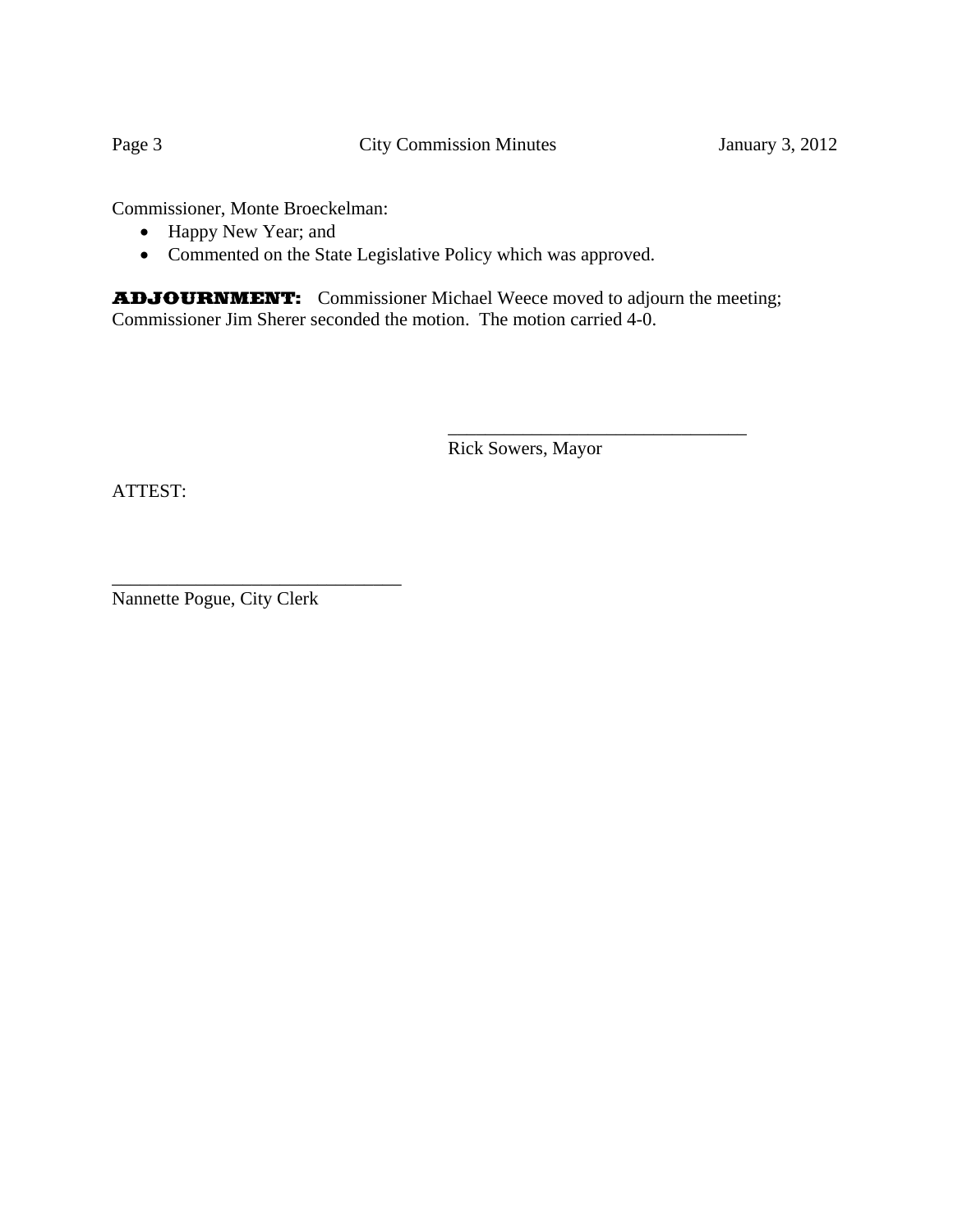Commissioner, Monte Broeckelman:

- Happy New Year; and
- Commented on the State Legislative Policy which was approved.

**ADJOURNMENT:** Commissioner Michael Weece moved to adjourn the meeting; Commissioner Jim Sherer seconded the motion. The motion carried 4-0.

________________________________
Rick Sowers, Mayor

ATTEST:

________________________________
Nannette Pogue, City Clerk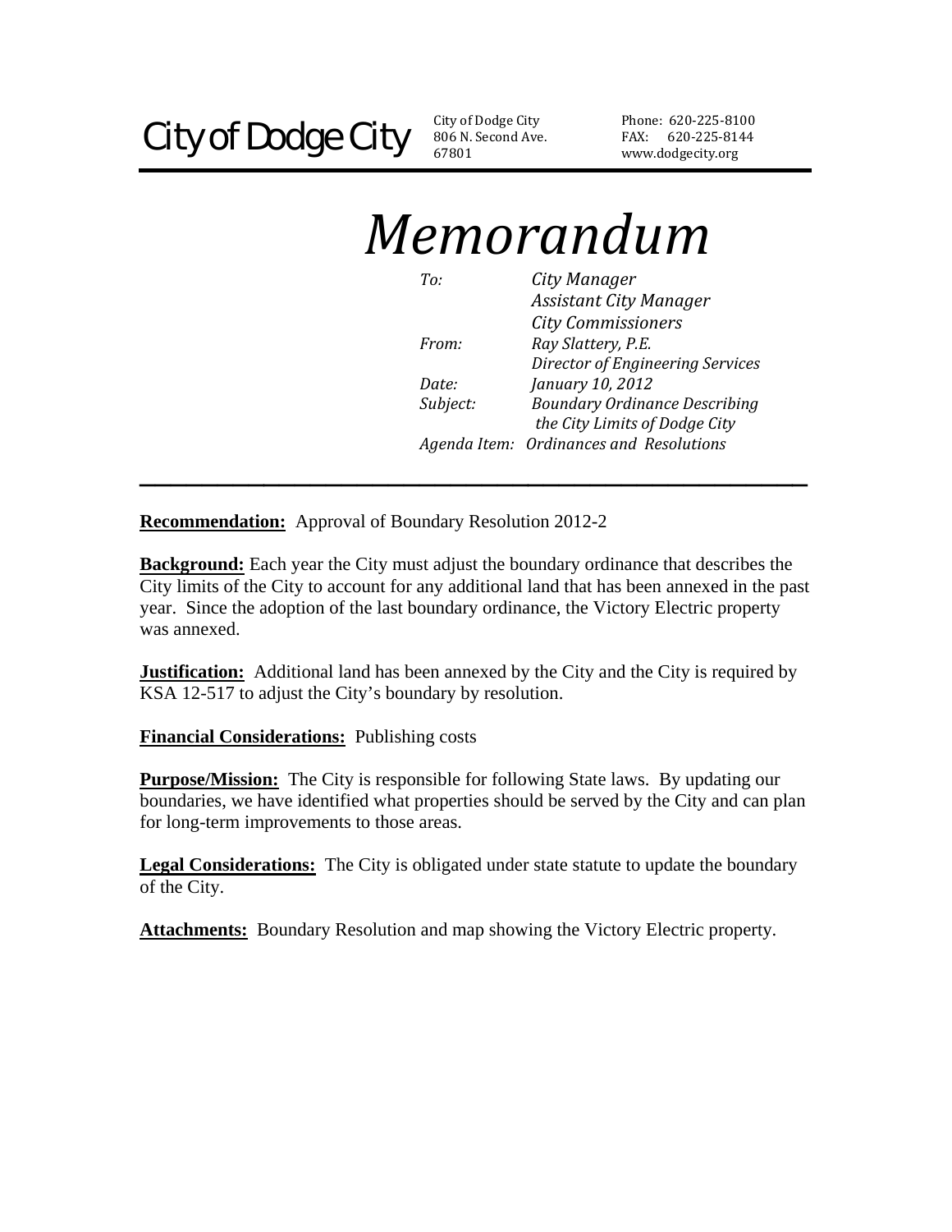City of Dodge City

City of Dodge City
806 N. Second Ave.
67801

Phone: 620-225-8100
FAX: 620-225-8144
www.dodgecity.org

# *Memorandum*

*To:* *City Manager*
*Assistant City Manager*
*City Commissioners*

*From:* *Ray Slattery, P.E.*
*Director of Engineering Services*

*Date:* *January 10, 2012*

*Subject:* *Boundary Ordinance Describing the City Limits of Dodge City*

*Agenda Item:* *Ordinances and Resolutions*

---

**Recommendation:** Approval of Boundary Resolution 2012-2

**Background:** Each year the City must adjust the boundary ordinance that describes the City limits of the City to account for any additional land that has been annexed in the past year. Since the adoption of the last boundary ordinance, the Victory Electric property was annexed.

**Justification:** Additional land has been annexed by the City and the City is required by KSA 12-517 to adjust the City's boundary by resolution.

**Financial Considerations:** Publishing costs

**Purpose/Mission:** The City is responsible for following State laws. By updating our boundaries, we have identified what properties should be served by the City and can plan for long-term improvements to those areas.

**Legal Considerations:** The City is obligated under state statute to update the boundary of the City.

**Attachments:** Boundary Resolution and map showing the Victory Electric property.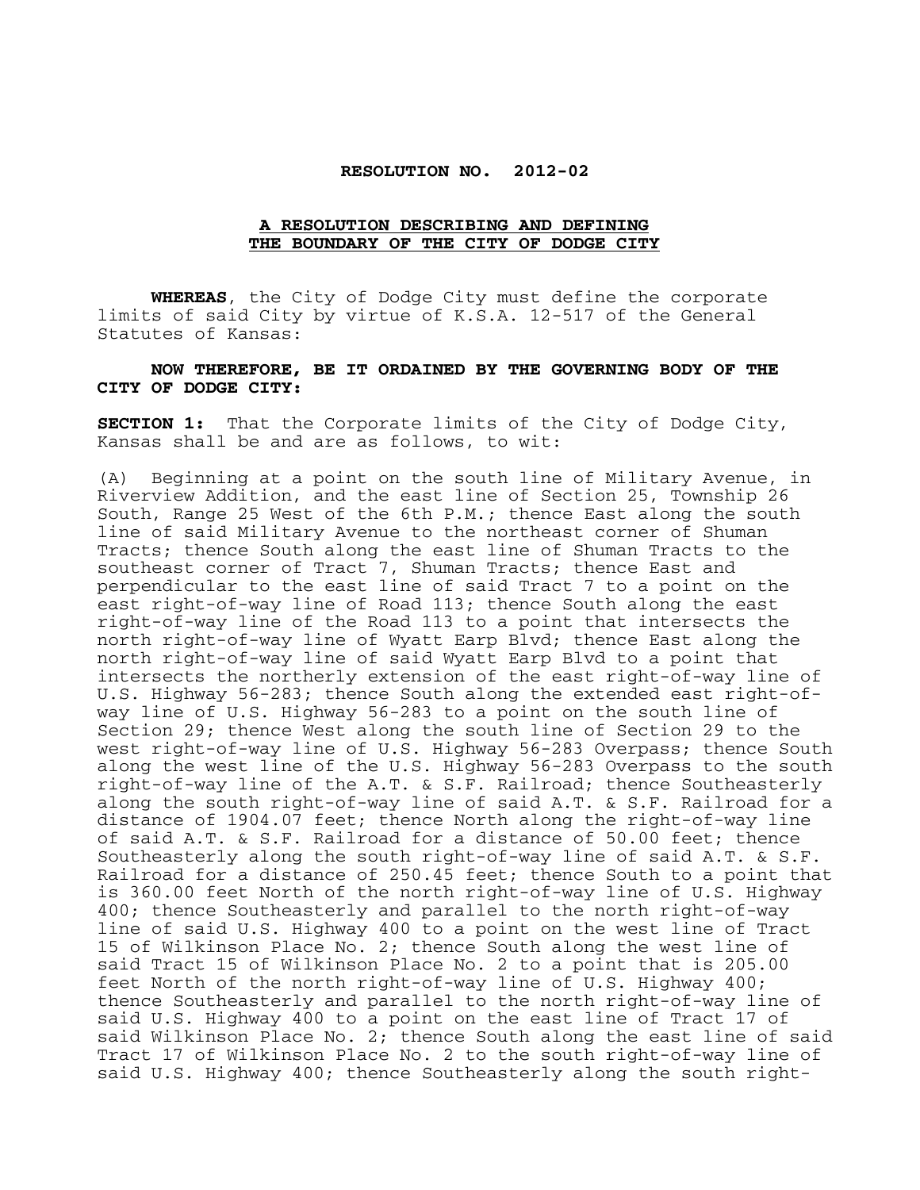**RESOLUTION NO. 2012-02**

**A RESOLUTION DESCRIBING AND DEFINING THE BOUNDARY OF THE CITY OF DODGE CITY**

**WHEREAS**, the City of Dodge City must define the corporate limits of said City by virtue of K.S.A. 12-517 of the General Statutes of Kansas:

**NOW THEREFORE, BE IT ORDAINED BY THE GOVERNING BODY OF THE CITY OF DODGE CITY:**

**SECTION 1:** That the Corporate limits of the City of Dodge City, Kansas shall be and are as follows, to wit:

(A) Beginning at a point on the south line of Military Avenue, in Riverview Addition, and the east line of Section 25, Township 26 South, Range 25 West of the 6th P.M.; thence East along the south line of said Military Avenue to the northeast corner of Shuman Tracts; thence South along the east line of Shuman Tracts to the southeast corner of Tract 7, Shuman Tracts; thence East and perpendicular to the east line of said Tract 7 to a point on the east right-of-way line of Road 113; thence South along the east right-of-way line of the Road 113 to a point that intersects the north right-of-way line of Wyatt Earp Blvd; thence East along the north right-of-way line of said Wyatt Earp Blvd to a point that intersects the northerly extension of the east right-of-way line of U.S. Highway 56-283; thence South along the extended east right-of-way line of U.S. Highway 56-283 to a point on the south line of Section 29; thence West along the south line of Section 29 to the west right-of-way line of U.S. Highway 56-283 Overpass; thence South along the west line of the U.S. Highway 56-283 Overpass to the south right-of-way line of the A.T. & S.F. Railroad; thence Southeasterly along the south right-of-way line of said A.T. & S.F. Railroad for a distance of 1904.07 feet; thence North along the right-of-way line of said A.T. & S.F. Railroad for a distance of 50.00 feet; thence Southeasterly along the south right-of-way line of said A.T. & S.F. Railroad for a distance of 250.45 feet; thence South to a point that is 360.00 feet North of the north right-of-way line of U.S. Highway 400; thence Southeasterly and parallel to the north right-of-way line of said U.S. Highway 400 to a point on the west line of Tract 15 of Wilkinson Place No. 2; thence South along the west line of said Tract 15 of Wilkinson Place No. 2 to a point that is 205.00 feet North of the north right-of-way line of U.S. Highway 400; thence Southeasterly and parallel to the north right-of-way line of said U.S. Highway 400 to a point on the east line of Tract 17 of said Wilkinson Place No. 2; thence South along the east line of said Tract 17 of Wilkinson Place No. 2 to the south right-of-way line of said U.S. Highway 400; thence Southeasterly along the south right-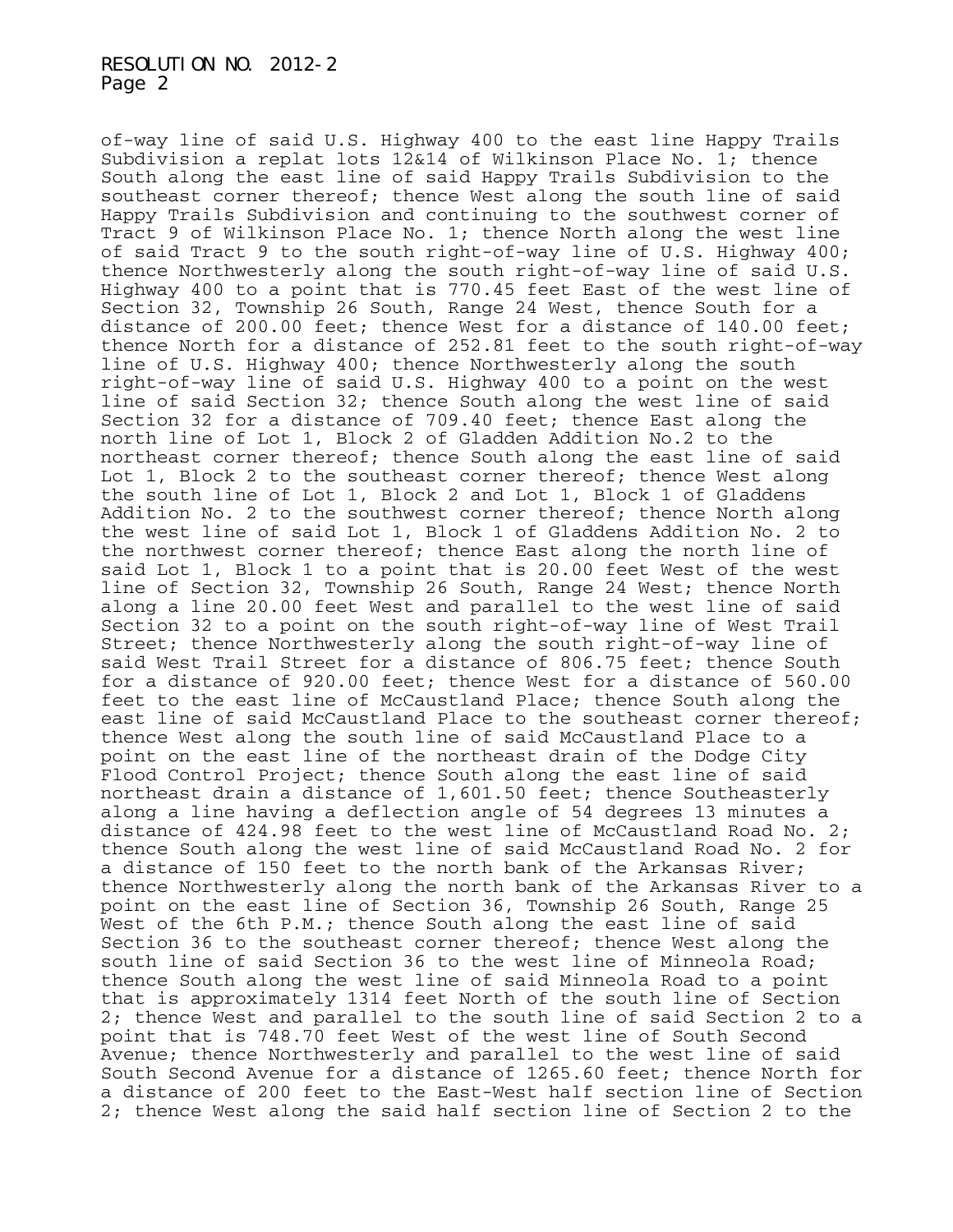of-way line of said U.S. Highway 400 to the east line Happy Trails Subdivision a replat lots 12&14 of Wilkinson Place No. 1; thence South along the east line of said Happy Trails Subdivision to the southeast corner thereof; thence West along the south line of said Happy Trails Subdivision and continuing to the southwest corner of Tract 9 of Wilkinson Place No. 1; thence North along the west line of said Tract 9 to the south right-of-way line of U.S. Highway 400; thence Northwesterly along the south right-of-way line of said U.S. Highway 400 to a point that is 770.45 feet East of the west line of Section 32, Township 26 South, Range 24 West, thence South for a distance of 200.00 feet; thence West for a distance of 140.00 feet; thence North for a distance of 252.81 feet to the south right-of-way line of U.S. Highway 400; thence Northwesterly along the south right-of-way line of said U.S. Highway 400 to a point on the west line of said Section 32; thence South along the west line of said Section 32 for a distance of 709.40 feet; thence East along the north line of Lot 1, Block 2 of Gladden Addition No.2 to the northeast corner thereof; thence South along the east line of said Lot 1, Block 2 to the southeast corner thereof; thence West along the south line of Lot 1, Block 2 and Lot 1, Block 1 of Gladdens Addition No. 2 to the southwest corner thereof; thence North along the west line of said Lot 1, Block 1 of Gladdens Addition No. 2 to the northwest corner thereof; thence East along the north line of said Lot 1, Block 1 to a point that is 20.00 feet West of the west line of Section 32, Township 26 South, Range 24 West; thence North along a line 20.00 feet West and parallel to the west line of said Section 32 to a point on the south right-of-way line of West Trail Street; thence Northwesterly along the south right-of-way line of said West Trail Street for a distance of 806.75 feet; thence South for a distance of 920.00 feet; thence West for a distance of 560.00 feet to the east line of McCaustland Place; thence South along the east line of said McCaustland Place to the southeast corner thereof; thence West along the south line of said McCaustland Place to a point on the east line of the northeast drain of the Dodge City Flood Control Project; thence South along the east line of said northeast drain a distance of 1,601.50 feet; thence Southeasterly along a line having a deflection angle of 54 degrees 13 minutes a distance of 424.98 feet to the west line of McCaustland Road No. 2; thence South along the west line of said McCaustland Road No. 2 for a distance of 150 feet to the north bank of the Arkansas River; thence Northwesterly along the north bank of the Arkansas River to a point on the east line of Section 36, Township 26 South, Range 25 West of the 6th P.M.; thence South along the east line of said Section 36 to the southeast corner thereof; thence West along the south line of said Section 36 to the west line of Minneola Road; thence South along the west line of said Minneola Road to a point that is approximately 1314 feet North of the south line of Section 2; thence West and parallel to the south line of said Section 2 to a point that is 748.70 feet West of the west line of South Second Avenue; thence Northwesterly and parallel to the west line of said South Second Avenue for a distance of 1265.60 feet; thence North for a distance of 200 feet to the East-West half section line of Section 2; thence West along the said half section line of Section 2 to the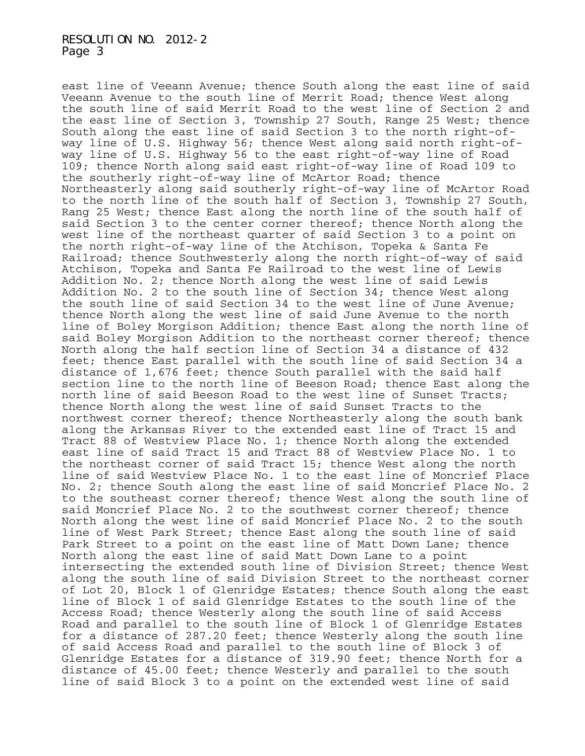east line of Veeann Avenue; thence South along the east line of said Veeann Avenue to the south line of Merrit Road; thence West along the south line of said Merrit Road to the west line of Section 2 and the east line of Section 3, Township 27 South, Range 25 West; thence South along the east line of said Section 3 to the north right-of-way line of U.S. Highway 56; thence West along said north right-of-way line of U.S. Highway 56 to the east right-of-way line of Road 109; thence North along said east right-of-way line of Road 109 to the southerly right-of-way line of McArtor Road; thence Northeasterly along said southerly right-of-way line of McArtor Road to the north line of the south half of Section 3, Township 27 South, Rang 25 West; thence East along the north line of the south half of said Section 3 to the center corner thereof; thence North along the west line of the northeast quarter of said Section 3 to a point on the north right-of-way line of the Atchison, Topeka & Santa Fe Railroad; thence Southwesterly along the north right-of-way of said Atchison, Topeka and Santa Fe Railroad to the west line of Lewis Addition No. 2; thence North along the west line of said Lewis Addition No. 2 to the south line of Section 34; thence West along the south line of said Section 34 to the west line of June Avenue; thence North along the west line of said June Avenue to the north line of Boley Morgison Addition; thence East along the north line of said Boley Morgison Addition to the northeast corner thereof; thence North along the half section line of Section 34 a distance of 432 feet; thence East parallel with the south line of said Section 34 a distance of 1,676 feet; thence South parallel with the said half section line to the north line of Beeson Road; thence East along the north line of said Beeson Road to the west line of Sunset Tracts; thence North along the west line of said Sunset Tracts to the northwest corner thereof; thence Northeasterly along the south bank along the Arkansas River to the extended east line of Tract 15 and Tract 88 of Westview Place No. 1; thence North along the extended east line of said Tract 15 and Tract 88 of Westview Place No. 1 to the northeast corner of said Tract 15; thence West along the north line of said Westview Place No. 1 to the east line of Moncrief Place No. 2; thence South along the east line of said Moncrief Place No. 2 to the southeast corner thereof; thence West along the south line of said Moncrief Place No. 2 to the southwest corner thereof; thence North along the west line of said Moncrief Place No. 2 to the south line of West Park Street; thence East along the south line of said Park Street to a point on the east line of Matt Down Lane; thence North along the east line of said Matt Down Lane to a point intersecting the extended south line of Division Street; thence West along the south line of said Division Street to the northeast corner of Lot 20, Block 1 of Glenridge Estates; thence South along the east line of Block 1 of said Glenridge Estates to the south line of the Access Road; thence Westerly along the south line of said Access Road and parallel to the south line of Block 1 of Glenridge Estates for a distance of 287.20 feet; thence Westerly along the south line of said Access Road and parallel to the south line of Block 3 of Glenridge Estates for a distance of 319.90 feet; thence North for a distance of 45.00 feet; thence Westerly and parallel to the south line of said Block 3 to a point on the extended west line of said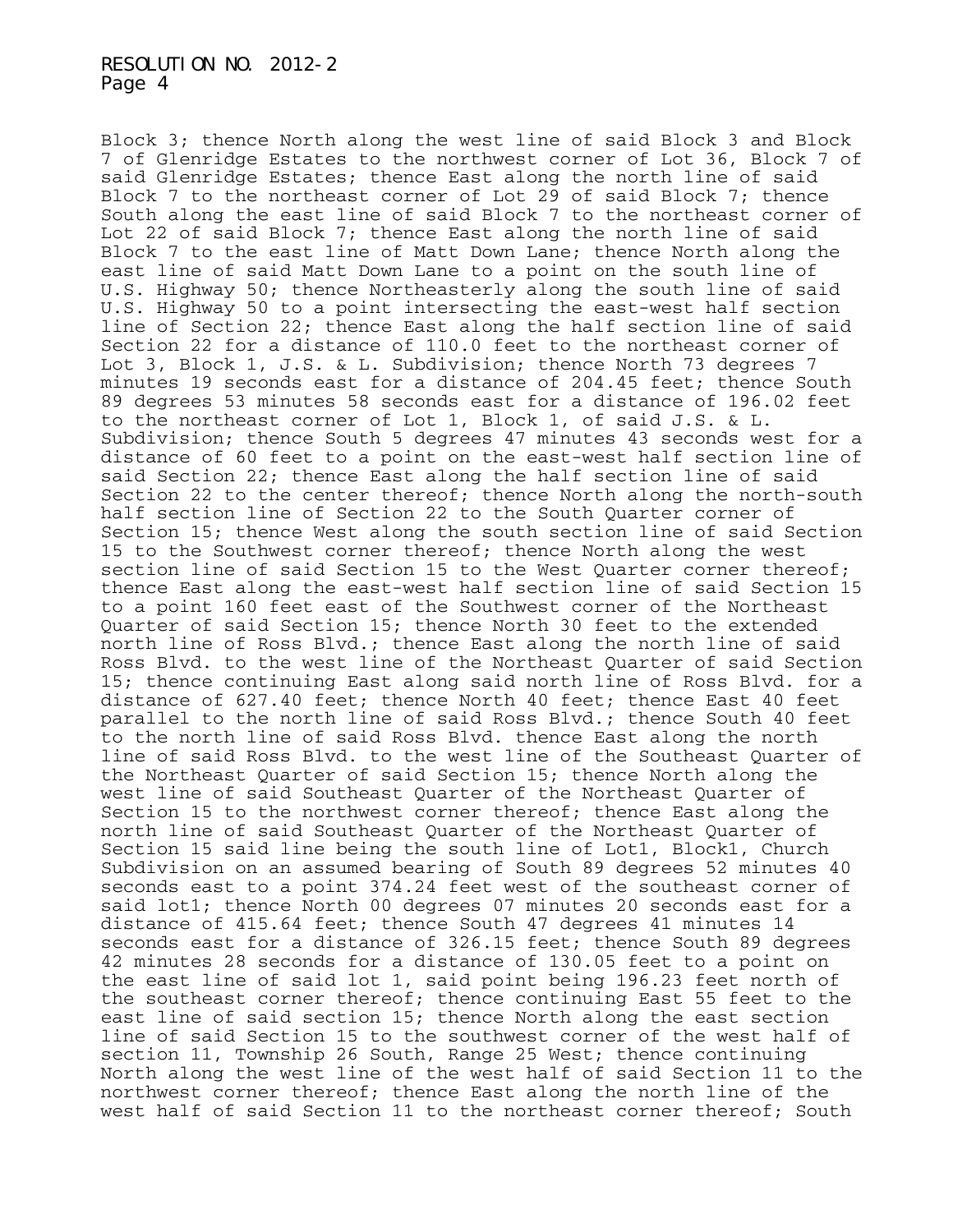Block 3; thence North along the west line of said Block 3 and Block 7 of Glenridge Estates to the northwest corner of Lot 36, Block 7 of said Glenridge Estates; thence East along the north line of said Block 7 to the northeast corner of Lot 29 of said Block 7; thence South along the east line of said Block 7 to the northeast corner of Lot 22 of said Block 7; thence East along the north line of said Block 7 to the east line of Matt Down Lane; thence North along the east line of said Matt Down Lane to a point on the south line of U.S. Highway 50; thence Northeasterly along the south line of said U.S. Highway 50 to a point intersecting the east-west half section line of Section 22; thence East along the half section line of said Section 22 for a distance of 110.0 feet to the northeast corner of Lot 3, Block 1, J.S. & L. Subdivision; thence North 73 degrees 7 minutes 19 seconds east for a distance of 204.45 feet; thence South 89 degrees 53 minutes 58 seconds east for a distance of 196.02 feet to the northeast corner of Lot 1, Block 1, of said J.S. & L. Subdivision; thence South 5 degrees 47 minutes 43 seconds west for a distance of 60 feet to a point on the east-west half section line of said Section 22; thence East along the half section line of said Section 22 to the center thereof; thence North along the north-south half section line of Section 22 to the South Quarter corner of Section 15; thence West along the south section line of said Section 15 to the Southwest corner thereof; thence North along the west section line of said Section 15 to the West Quarter corner thereof; thence East along the east-west half section line of said Section 15 to a point 160 feet east of the Southwest corner of the Northeast Quarter of said Section 15; thence North 30 feet to the extended north line of Ross Blvd.; thence East along the north line of said Ross Blvd. to the west line of the Northeast Quarter of said Section 15; thence continuing East along said north line of Ross Blvd. for a distance of 627.40 feet; thence North 40 feet; thence East 40 feet parallel to the north line of said Ross Blvd.; thence South 40 feet to the north line of said Ross Blvd. thence East along the north line of said Ross Blvd. to the west line of the Southeast Quarter of the Northeast Quarter of said Section 15; thence North along the west line of said Southeast Quarter of the Northeast Quarter of Section 15 to the northwest corner thereof; thence East along the north line of said Southeast Quarter of the Northeast Quarter of Section 15 said line being the south line of Lot1, Block1, Church Subdivision on an assumed bearing of South 89 degrees 52 minutes 40 seconds east to a point 374.24 feet west of the southeast corner of said lot1; thence North 00 degrees 07 minutes 20 seconds east for a distance of 415.64 feet; thence South 47 degrees 41 minutes 14 seconds east for a distance of 326.15 feet; thence South 89 degrees 42 minutes 28 seconds for a distance of 130.05 feet to a point on the east line of said lot 1, said point being 196.23 feet north of the southeast corner thereof; thence continuing East 55 feet to the east line of said section 15; thence North along the east section line of said Section 15 to the southwest corner of the west half of section 11, Township 26 South, Range 25 West; thence continuing North along the west line of the west half of said Section 11 to the northwest corner thereof; thence East along the north line of the west half of said Section 11 to the northeast corner thereof; South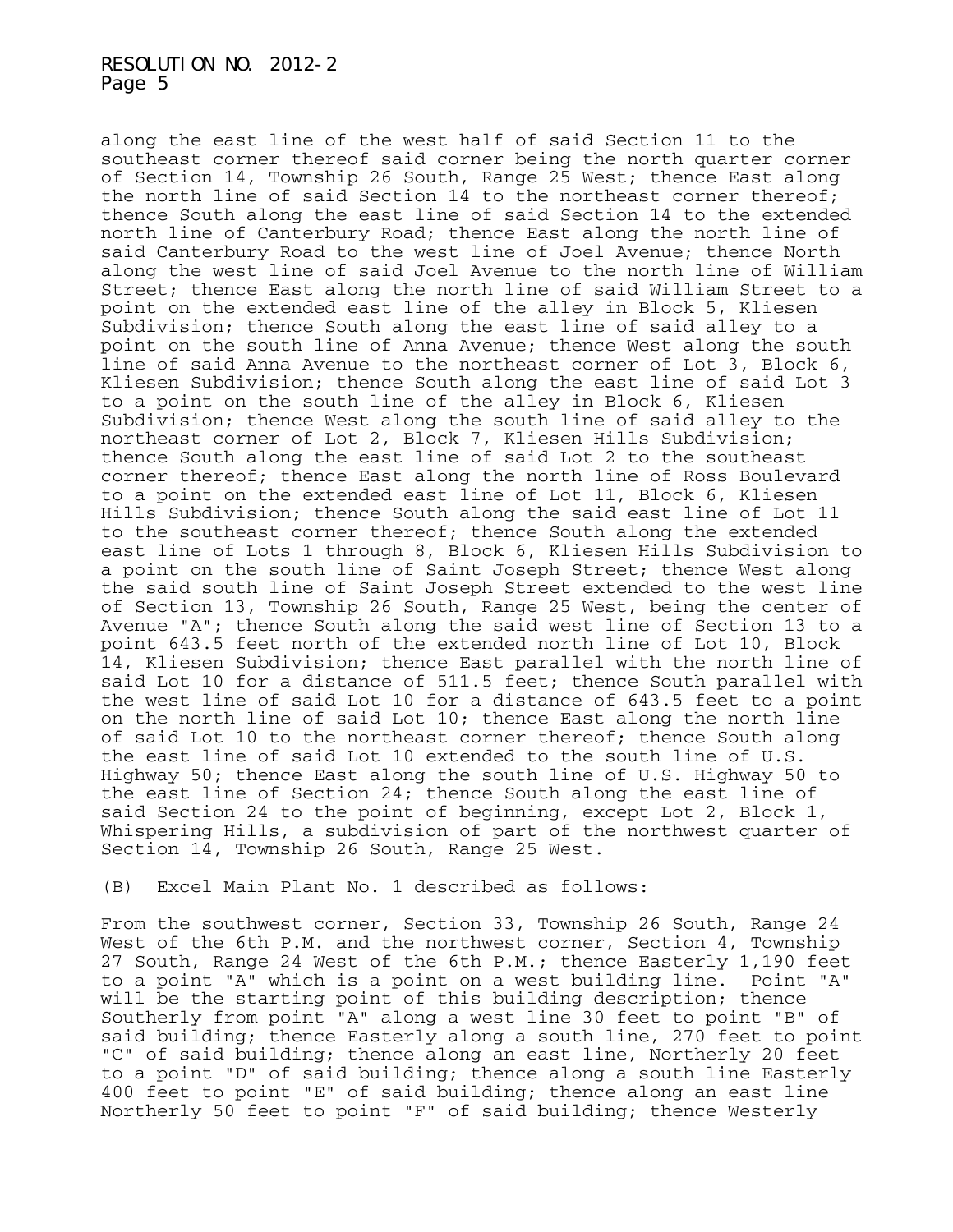along the east line of the west half of said Section 11 to the southeast corner thereof said corner being the north quarter corner of Section 14, Township 26 South, Range 25 West; thence East along the north line of said Section 14 to the northeast corner thereof; thence South along the east line of said Section 14 to the extended north line of Canterbury Road; thence East along the north line of said Canterbury Road to the west line of Joel Avenue; thence North along the west line of said Joel Avenue to the north line of William Street; thence East along the north line of said William Street to a point on the extended east line of the alley in Block 5, Kliesen Subdivision; thence South along the east line of said alley to a point on the south line of Anna Avenue; thence West along the south line of said Anna Avenue to the northeast corner of Lot 3, Block 6, Kliesen Subdivision; thence South along the east line of said Lot 3 to a point on the south line of the alley in Block 6, Kliesen Subdivision; thence West along the south line of said alley to the northeast corner of Lot 2, Block 7, Kliesen Hills Subdivision; thence South along the east line of said Lot 2 to the southeast corner thereof; thence East along the north line of Ross Boulevard to a point on the extended east line of Lot 11, Block 6, Kliesen Hills Subdivision; thence South along the said east line of Lot 11 to the southeast corner thereof; thence South along the extended east line of Lots 1 through 8, Block 6, Kliesen Hills Subdivision to a point on the south line of Saint Joseph Street; thence West along the said south line of Saint Joseph Street extended to the west line of Section 13, Township 26 South, Range 25 West, being the center of Avenue "A"; thence South along the said west line of Section 13 to a point 643.5 feet north of the extended north line of Lot 10, Block 14, Kliesen Subdivision; thence East parallel with the north line of said Lot 10 for a distance of 511.5 feet; thence South parallel with the west line of said Lot 10 for a distance of 643.5 feet to a point on the north line of said Lot 10; thence East along the north line of said Lot 10 to the northeast corner thereof; thence South along the east line of said Lot 10 extended to the south line of U.S. Highway 50; thence East along the south line of U.S. Highway 50 to the east line of Section 24; thence South along the east line of said Section 24 to the point of beginning, except Lot 2, Block 1, Whispering Hills, a subdivision of part of the northwest quarter of Section 14, Township 26 South, Range 25 West.

(B) Excel Main Plant No. 1 described as follows:

From the southwest corner, Section 33, Township 26 South, Range 24 West of the 6th P.M. and the northwest corner, Section 4, Township 27 South, Range 24 West of the 6th P.M.; thence Easterly 1,190 feet to a point "A" which is a point on a west building line. Point "A" will be the starting point of this building description; thence Southerly from point "A" along a west line 30 feet to point "B" of said building; thence Easterly along a south line, 270 feet to point "C" of said building; thence along an east line, Northerly 20 feet to a point "D" of said building; thence along a south line Easterly 400 feet to point "E" of said building; thence along an east line Northerly 50 feet to point "F" of said building; thence Westerly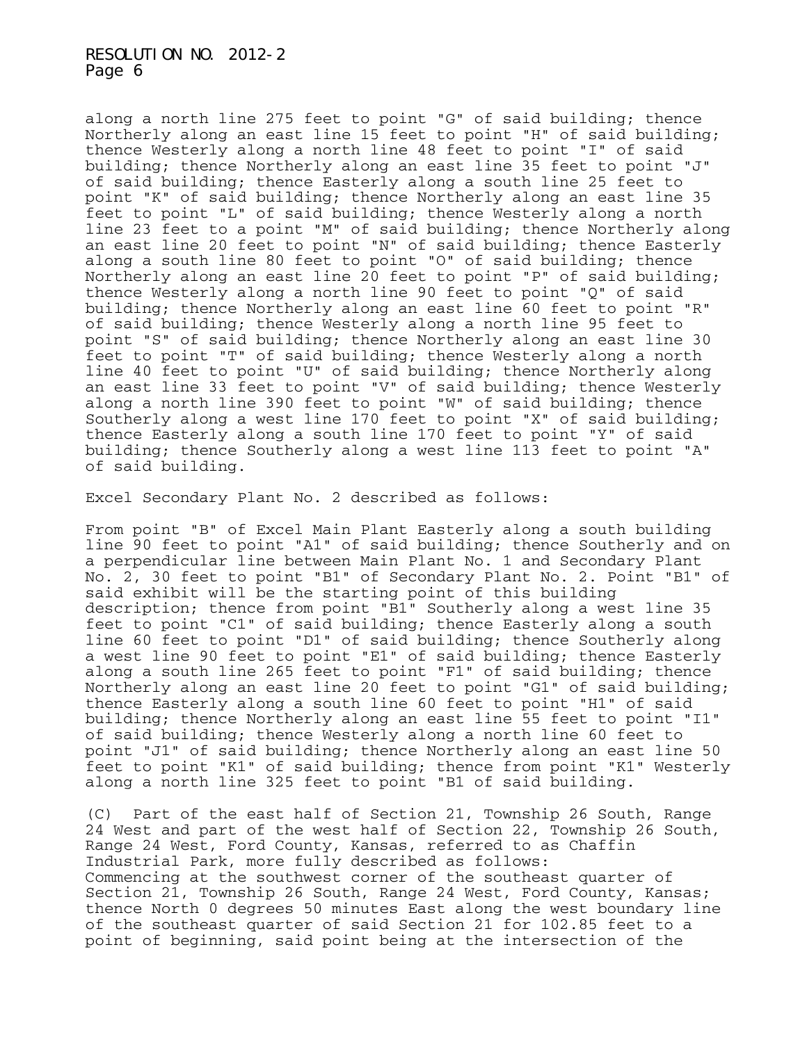along a north line 275 feet to point "G" of said building; thence Northerly along an east line 15 feet to point "H" of said building; thence Westerly along a north line 48 feet to point "I" of said building; thence Northerly along an east line 35 feet to point "J" of said building; thence Easterly along a south line 25 feet to point "K" of said building; thence Northerly along an east line 35 feet to point "L" of said building; thence Westerly along a north line 23 feet to a point "M" of said building; thence Northerly along an east line 20 feet to point "N" of said building; thence Easterly along a south line 80 feet to point "O" of said building; thence Northerly along an east line 20 feet to point "P" of said building; thence Westerly along a north line 90 feet to point "Q" of said building; thence Northerly along an east line 60 feet to point "R" of said building; thence Westerly along a north line 95 feet to point "S" of said building; thence Northerly along an east line 30 feet to point "T" of said building; thence Westerly along a north line 40 feet to point "U" of said building; thence Northerly along an east line 33 feet to point "V" of said building; thence Westerly along a north line 390 feet to point "W" of said building; thence Southerly along a west line 170 feet to point "X" of said building; thence Easterly along a south line 170 feet to point "Y" of said building; thence Southerly along a west line 113 feet to point "A" of said building.

Excel Secondary Plant No. 2 described as follows:

From point "B" of Excel Main Plant Easterly along a south building line 90 feet to point "A1" of said building; thence Southerly and on a perpendicular line between Main Plant No. 1 and Secondary Plant No. 2, 30 feet to point "B1" of Secondary Plant No. 2. Point "B1" of said exhibit will be the starting point of this building description; thence from point "B1" Southerly along a west line 35 feet to point "C1" of said building; thence Easterly along a south line 60 feet to point "D1" of said building; thence Southerly along a west line 90 feet to point "E1" of said building; thence Easterly along a south line 265 feet to point "F1" of said building; thence Northerly along an east line 20 feet to point "G1" of said building; thence Easterly along a south line 60 feet to point "H1" of said building; thence Northerly along an east line 55 feet to point "I1" of said building; thence Westerly along a north line 60 feet to point "J1" of said building; thence Northerly along an east line 50 feet to point "K1" of said building; thence from point "K1" Westerly along a north line 325 feet to point "B1 of said building.

(C) Part of the east half of Section 21, Township 26 South, Range 24 West and part of the west half of Section 22, Township 26 South, Range 24 West, Ford County, Kansas, referred to as Chaffin Industrial Park, more fully described as follows:
Commencing at the southwest corner of the southeast quarter of Section 21, Township 26 South, Range 24 West, Ford County, Kansas; thence North 0 degrees 50 minutes East along the west boundary line of the southeast quarter of said Section 21 for 102.85 feet to a point of beginning, said point being at the intersection of the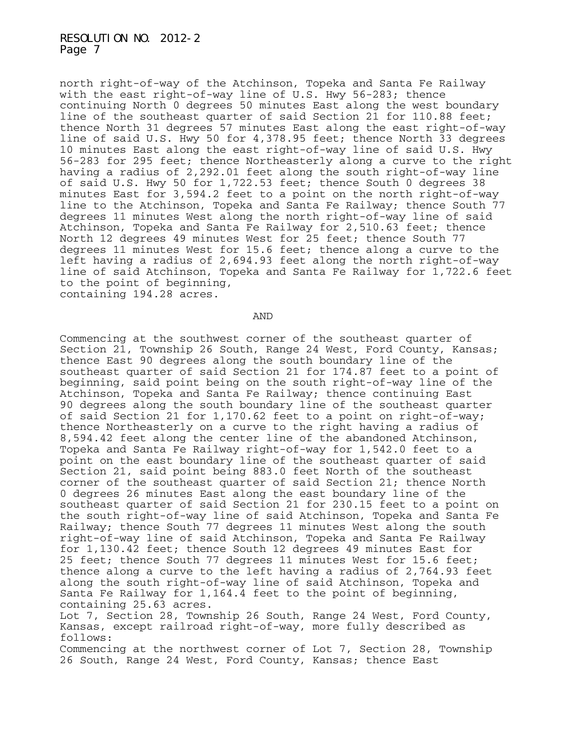north right-of-way of the Atchinson, Topeka and Santa Fe Railway with the east right-of-way line of U.S. Hwy 56-283; thence continuing North 0 degrees 50 minutes East along the west boundary line of the southeast quarter of said Section 21 for 110.88 feet; thence North 31 degrees 57 minutes East along the east right-of-way line of said U.S. Hwy 50 for 4,378.95 feet; thence North 33 degrees 10 minutes East along the east right-of-way line of said U.S. Hwy 56-283 for 295 feet; thence Northeasterly along a curve to the right having a radius of 2,292.01 feet along the south right-of-way line of said U.S. Hwy 50 for 1,722.53 feet; thence South 0 degrees 38 minutes East for 3,594.2 feet to a point on the north right-of-way line to the Atchinson, Topeka and Santa Fe Railway; thence South 77 degrees 11 minutes West along the north right-of-way line of said Atchinson, Topeka and Santa Fe Railway for 2,510.63 feet; thence North 12 degrees 49 minutes West for 25 feet; thence South 77 degrees 11 minutes West for 15.6 feet; thence along a curve to the left having a radius of 2,694.93 feet along the north right-of-way line of said Atchinson, Topeka and Santa Fe Railway for 1,722.6 feet to the point of beginning,
containing 194.28 acres.

AND

Commencing at the southwest corner of the southeast quarter of Section 21, Township 26 South, Range 24 West, Ford County, Kansas; thence East 90 degrees along the south boundary line of the southeast quarter of said Section 21 for 174.87 feet to a point of beginning, said point being on the south right-of-way line of the Atchinson, Topeka and Santa Fe Railway; thence continuing East 90 degrees along the south boundary line of the southeast quarter of said Section 21 for 1,170.62 feet to a point on right-of-way; thence Northeasterly on a curve to the right having a radius of 8,594.42 feet along the center line of the abandoned Atchinson, Topeka and Santa Fe Railway right-of-way for 1,542.0 feet to a point on the east boundary line of the southeast quarter of said Section 21, said point being 883.0 feet North of the southeast corner of the southeast quarter of said Section 21; thence North 0 degrees 26 minutes East along the east boundary line of the southeast quarter of said Section 21 for 230.15 feet to a point on the south right-of-way line of said Atchinson, Topeka and Santa Fe Railway; thence South 77 degrees 11 minutes West along the south right-of-way line of said Atchinson, Topeka and Santa Fe Railway for 1,130.42 feet; thence South 12 degrees 49 minutes East for 25 feet; thence South 77 degrees 11 minutes West for 15.6 feet; thence along a curve to the left having a radius of 2,764.93 feet along the south right-of-way line of said Atchinson, Topeka and Santa Fe Railway for 1,164.4 feet to the point of beginning, containing 25.63 acres.

Lot 7, Section 28, Township 26 South, Range 24 West, Ford County, Kansas, except railroad right-of-way, more fully described as follows:

Commencing at the northwest corner of Lot 7, Section 28, Township 26 South, Range 24 West, Ford County, Kansas; thence East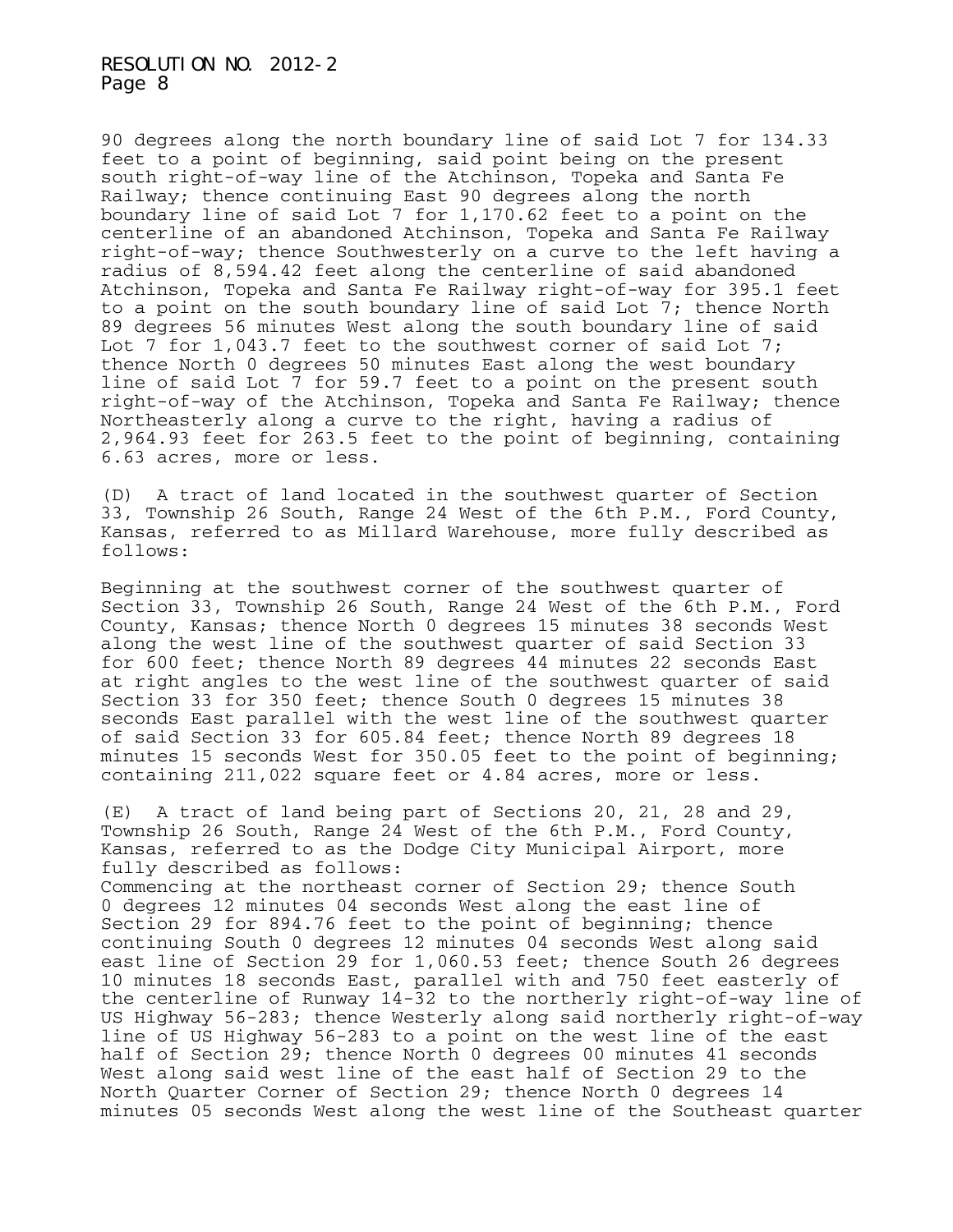90 degrees along the north boundary line of said Lot 7 for 134.33 feet to a point of beginning, said point being on the present south right-of-way line of the Atchinson, Topeka and Santa Fe Railway; thence continuing East 90 degrees along the north boundary line of said Lot 7 for 1,170.62 feet to a point on the centerline of an abandoned Atchinson, Topeka and Santa Fe Railway right-of-way; thence Southwesterly on a curve to the left having a radius of 8,594.42 feet along the centerline of said abandoned Atchinson, Topeka and Santa Fe Railway right-of-way for 395.1 feet to a point on the south boundary line of said Lot 7; thence North 89 degrees 56 minutes West along the south boundary line of said Lot 7 for 1,043.7 feet to the southwest corner of said Lot 7; thence North 0 degrees 50 minutes East along the west boundary line of said Lot 7 for 59.7 feet to a point on the present south right-of-way of the Atchinson, Topeka and Santa Fe Railway; thence Northeasterly along a curve to the right, having a radius of 2,964.93 feet for 263.5 feet to the point of beginning, containing 6.63 acres, more or less.

(D) A tract of land located in the southwest quarter of Section 33, Township 26 South, Range 24 West of the 6th P.M., Ford County, Kansas, referred to as Millard Warehouse, more fully described as follows:

Beginning at the southwest corner of the southwest quarter of Section 33, Township 26 South, Range 24 West of the 6th P.M., Ford County, Kansas; thence North 0 degrees 15 minutes 38 seconds West along the west line of the southwest quarter of said Section 33 for 600 feet; thence North 89 degrees 44 minutes 22 seconds East at right angles to the west line of the southwest quarter of said Section 33 for 350 feet; thence South 0 degrees 15 minutes 38 seconds East parallel with the west line of the southwest quarter of said Section 33 for 605.84 feet; thence North 89 degrees 18 minutes 15 seconds West for 350.05 feet to the point of beginning; containing 211,022 square feet or 4.84 acres, more or less.

(E) A tract of land being part of Sections 20, 21, 28 and 29, Township 26 South, Range 24 West of the 6th P.M., Ford County, Kansas, referred to as the Dodge City Municipal Airport, more fully described as follows:
Commencing at the northeast corner of Section 29; thence South 0 degrees 12 minutes 04 seconds West along the east line of Section 29 for 894.76 feet to the point of beginning; thence continuing South 0 degrees 12 minutes 04 seconds West along said east line of Section 29 for 1,060.53 feet; thence South 26 degrees 10 minutes 18 seconds East, parallel with and 750 feet easterly of the centerline of Runway 14-32 to the northerly right-of-way line of US Highway 56-283; thence Westerly along said northerly right-of-way line of US Highway 56-283 to a point on the west line of the east half of Section 29; thence North 0 degrees 00 minutes 41 seconds West along said west line of the east half of Section 29 to the North Quarter Corner of Section 29; thence North 0 degrees 14 minutes 05 seconds West along the west line of the Southeast quarter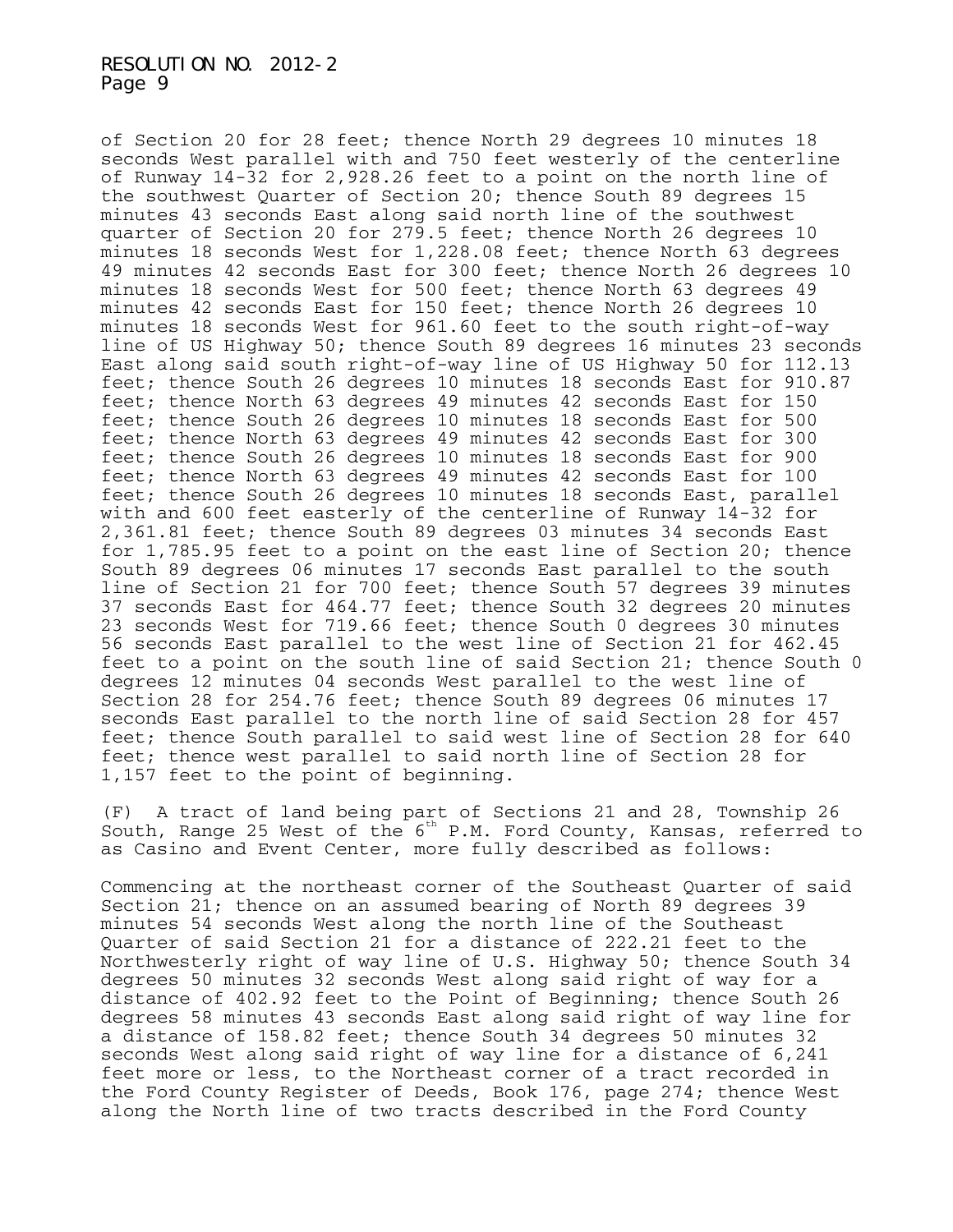of Section 20 for 28 feet; thence North 29 degrees 10 minutes 18 seconds West parallel with and 750 feet westerly of the centerline of Runway 14-32 for 2,928.26 feet to a point on the north line of the southwest Quarter of Section 20; thence South 89 degrees 15 minutes 43 seconds East along said north line of the southwest quarter of Section 20 for 279.5 feet; thence North 26 degrees 10 minutes 18 seconds West for 1,228.08 feet; thence North 63 degrees 49 minutes 42 seconds East for 300 feet; thence North 26 degrees 10 minutes 18 seconds West for 500 feet; thence North 63 degrees 49 minutes 42 seconds East for 150 feet; thence North 26 degrees 10 minutes 18 seconds West for 961.60 feet to the south right-of-way line of US Highway 50; thence South 89 degrees 16 minutes 23 seconds East along said south right-of-way line of US Highway 50 for 112.13 feet; thence South 26 degrees 10 minutes 18 seconds East for 910.87 feet; thence North 63 degrees 49 minutes 42 seconds East for 150 feet; thence South 26 degrees 10 minutes 18 seconds East for 500 feet; thence North 63 degrees 49 minutes 42 seconds East for 300 feet; thence South 26 degrees 10 minutes 18 seconds East for 900 feet; thence North 63 degrees 49 minutes 42 seconds East for 100 feet; thence South 26 degrees 10 minutes 18 seconds East, parallel with and 600 feet easterly of the centerline of Runway 14-32 for 2,361.81 feet; thence South 89 degrees 03 minutes 34 seconds East for 1,785.95 feet to a point on the east line of Section 20; thence South 89 degrees 06 minutes 17 seconds East parallel to the south line of Section 21 for 700 feet; thence South 57 degrees 39 minutes 37 seconds East for 464.77 feet; thence South 32 degrees 20 minutes 23 seconds West for 719.66 feet; thence South 0 degrees 30 minutes 56 seconds East parallel to the west line of Section 21 for 462.45 feet to a point on the south line of said Section 21; thence South 0 degrees 12 minutes 04 seconds West parallel to the west line of Section 28 for 254.76 feet; thence South 89 degrees 06 minutes 17 seconds East parallel to the north line of said Section 28 for 457 feet; thence South parallel to said west line of Section 28 for 640 feet; thence west parallel to said north line of Section 28 for 1,157 feet to the point of beginning.

(F) A tract of land being part of Sections 21 and 28, Township 26 South, Range 25 West of the 6th P.M. Ford County, Kansas, referred to as Casino and Event Center, more fully described as follows:

Commencing at the northeast corner of the Southeast Quarter of said Section 21; thence on an assumed bearing of North 89 degrees 39 minutes 54 seconds West along the north line of the Southeast Quarter of said Section 21 for a distance of 222.21 feet to the Northwesterly right of way line of U.S. Highway 50; thence South 34 degrees 50 minutes 32 seconds West along said right of way for a distance of 402.92 feet to the Point of Beginning; thence South 26 degrees 58 minutes 43 seconds East along said right of way line for a distance of 158.82 feet; thence South 34 degrees 50 minutes 32 seconds West along said right of way line for a distance of 6,241 feet more or less, to the Northeast corner of a tract recorded in the Ford County Register of Deeds, Book 176, page 274; thence West along the North line of two tracts described in the Ford County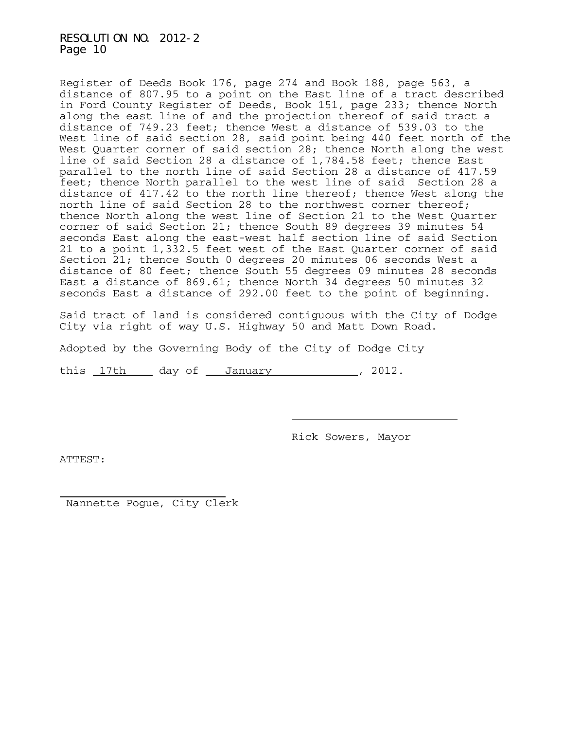Register of Deeds Book 176, page 274 and Book 188, page 563, a distance of 807.95 to a point on the East line of a tract described in Ford County Register of Deeds, Book 151, page 233; thence North along the east line of and the projection thereof of said tract a distance of 749.23 feet; thence West a distance of 539.03 to the West line of said section 28, said point being 440 feet north of the West Quarter corner of said section 28; thence North along the west line of said Section 28 a distance of 1,784.58 feet; thence East parallel to the north line of said Section 28 a distance of 417.59 feet; thence North parallel to the west line of said Section 28 a distance of 417.42 to the north line thereof; thence West along the north line of said Section 28 to the northwest corner thereof; thence North along the west line of Section 21 to the West Quarter corner of said Section 21; thence South 89 degrees 39 minutes 54 seconds East along the east-west half section line of said Section 21 to a point 1,332.5 feet west of the East Quarter corner of said Section 21; thence South 0 degrees 20 minutes 06 seconds West a distance of 80 feet; thence South 55 degrees 09 minutes 28 seconds East a distance of 869.61; thence North 34 degrees 50 minutes 32 seconds East a distance of 292.00 feet to the point of beginning.

Said tract of land is considered contiguous with the City of Dodge City via right of way U.S. Highway 50 and Matt Down Road.

Adopted by the Governing Body of the City of Dodge City

this 17th day of January, 2012.

\_\_\_\_\_\_\_\_\_\_\_\_\_\_\_\_\_\_\_\_\_\_\_\_\_\_\_

Rick Sowers, Mayor

ATTEST:

\_\_\_\_\_\_\_\_\_\_\_\_\_\_\_\_\_\_\_\_\_\_\_\_\_\_\_

Nannette Pogue, City Clerk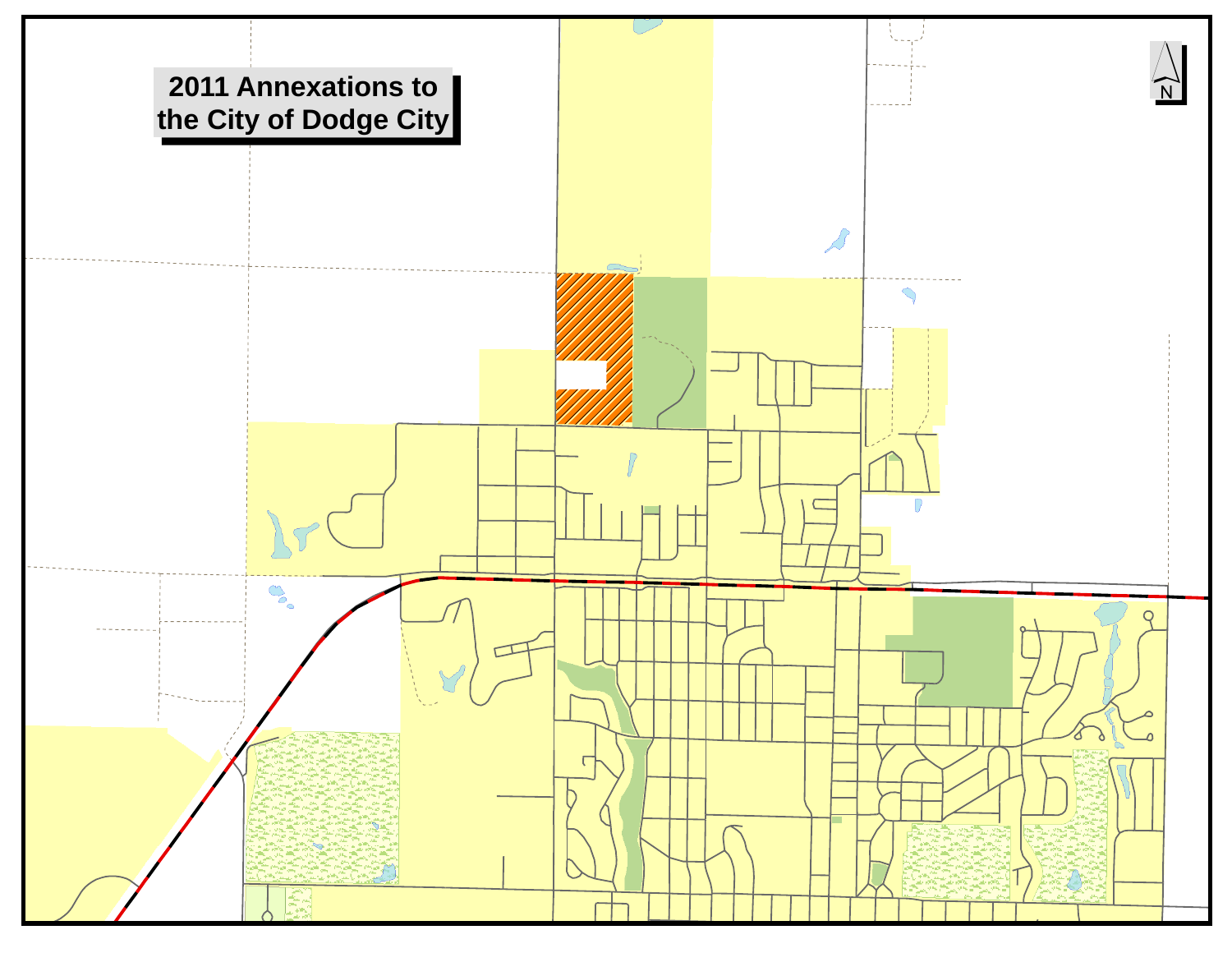# 2011 Annexations to the City of Dodge City

N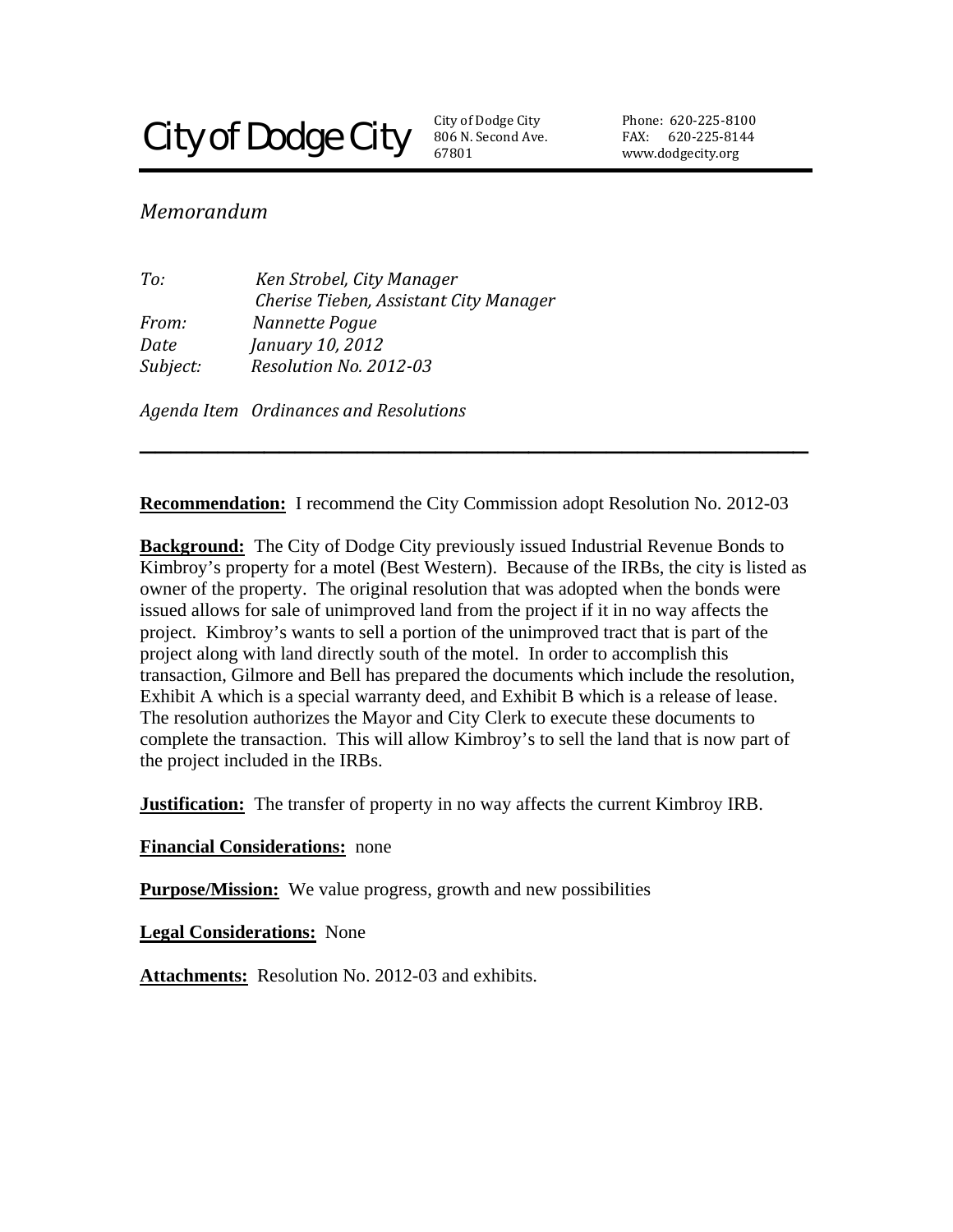City of Dodge City

City of Dodge City
806 N. Second Ave.
67801

Phone: 620-225-8100
FAX: 620-225-8144
www.dodgecity.org

*Memorandum*

*To:* *Ken Strobel, City Manager*
*Cherise Tieben, Assistant City Manager*
*From:* *Nannette Pogue*
*Date* *January 10, 2012*
*Subject:* *Resolution No. 2012-03*

*Agenda Item* *Ordinances and Resolutions*

---

**Recommendation:** I recommend the City Commission adopt Resolution No. 2012-03

**Background:** The City of Dodge City previously issued Industrial Revenue Bonds to Kimbroy's property for a motel (Best Western). Because of the IRBs, the city is listed as owner of the property. The original resolution that was adopted when the bonds were issued allows for sale of unimproved land from the project if it in no way affects the project. Kimbroy's wants to sell a portion of the unimproved tract that is part of the project along with land directly south of the motel. In order to accomplish this transaction, Gilmore and Bell has prepared the documents which include the resolution, Exhibit A which is a special warranty deed, and Exhibit B which is a release of lease. The resolution authorizes the Mayor and City Clerk to execute these documents to complete the transaction. This will allow Kimbroy's to sell the land that is now part of the project included in the IRBs.

**Justification:** The transfer of property in no way affects the current Kimbroy IRB.

**Financial Considerations:** none

**Purpose/Mission:** We value progress, growth and new possibilities

**Legal Considerations:** None

**Attachments:** Resolution No. 2012-03 and exhibits.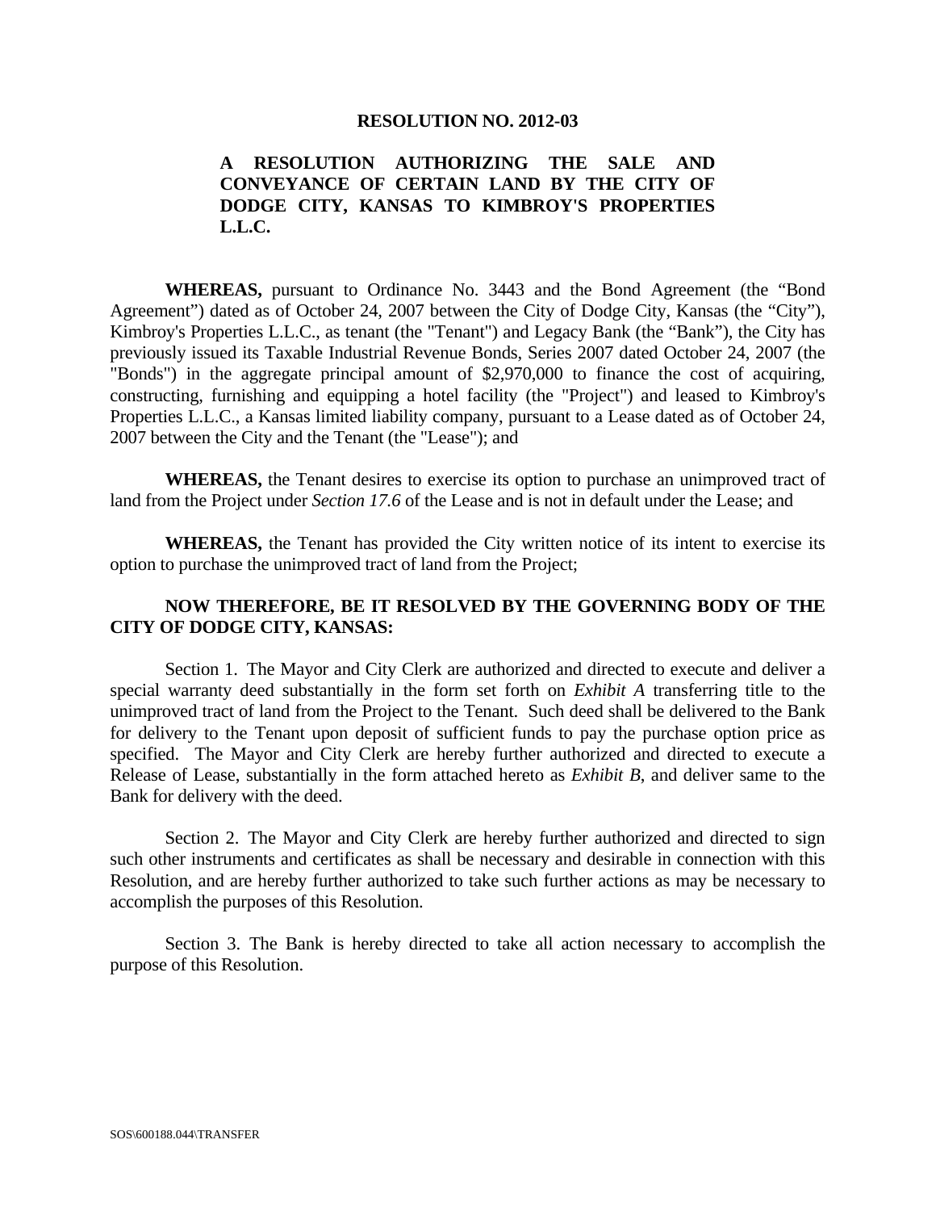**RESOLUTION NO. 2012-03**

**A RESOLUTION AUTHORIZING THE SALE AND CONVEYANCE OF CERTAIN LAND BY THE CITY OF DODGE CITY, KANSAS TO KIMBROY'S PROPERTIES L.L.C.**

**WHEREAS,** pursuant to Ordinance No. 3443 and the Bond Agreement (the "Bond Agreement") dated as of October 24, 2007 between the City of Dodge City, Kansas (the "City"), Kimbroy's Properties L.L.C., as tenant (the "Tenant") and Legacy Bank (the "Bank"), the City has previously issued its Taxable Industrial Revenue Bonds, Series 2007 dated October 24, 2007 (the "Bonds") in the aggregate principal amount of $2,970,000 to finance the cost of acquiring, constructing, furnishing and equipping a hotel facility (the "Project") and leased to Kimbroy's Properties L.L.C., a Kansas limited liability company, pursuant to a Lease dated as of October 24, 2007 between the City and the Tenant (the "Lease"); and

**WHEREAS,** the Tenant desires to exercise its option to purchase an unimproved tract of land from the Project under *Section 17.6* of the Lease and is not in default under the Lease; and

**WHEREAS,** the Tenant has provided the City written notice of its intent to exercise its option to purchase the unimproved tract of land from the Project;

**NOW THEREFORE, BE IT RESOLVED BY THE GOVERNING BODY OF THE CITY OF DODGE CITY, KANSAS:**

Section 1. The Mayor and City Clerk are authorized and directed to execute and deliver a special warranty deed substantially in the form set forth on *Exhibit A* transferring title to the unimproved tract of land from the Project to the Tenant. Such deed shall be delivered to the Bank for delivery to the Tenant upon deposit of sufficient funds to pay the purchase option price as specified. The Mayor and City Clerk are hereby further authorized and directed to execute a Release of Lease, substantially in the form attached hereto as *Exhibit B*, and deliver same to the Bank for delivery with the deed.

Section 2. The Mayor and City Clerk are hereby further authorized and directed to sign such other instruments and certificates as shall be necessary and desirable in connection with this Resolution, and are hereby further authorized to take such further actions as may be necessary to accomplish the purposes of this Resolution.

Section 3. The Bank is hereby directed to take all action necessary to accomplish the purpose of this Resolution.

SOS\600188.044\TRANSFER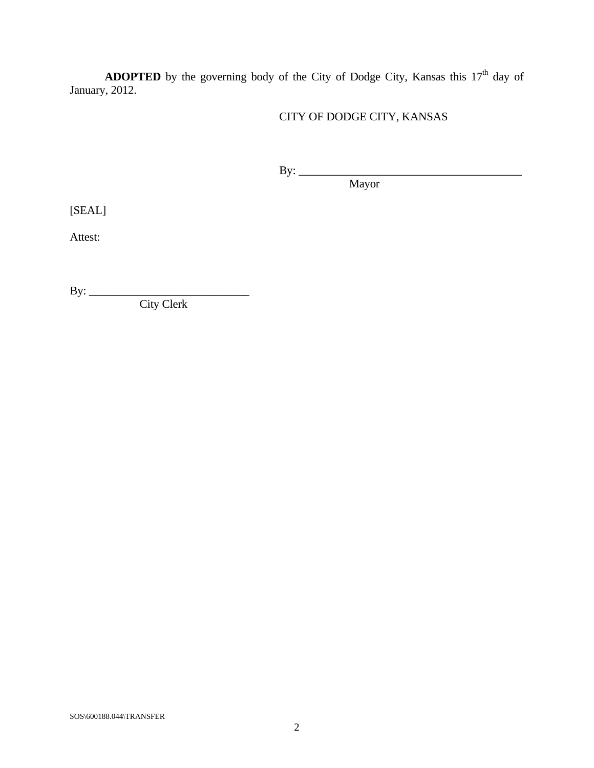**ADOPTED** by the governing body of the City of Dodge City, Kansas this 17th day of January, 2012.

CITY OF DODGE CITY, KANSAS

By: ________________________________________
Mayor

[SEAL]

Attest:

By: ____________________________
City Clerk

SOS\600188.044\TRANSFER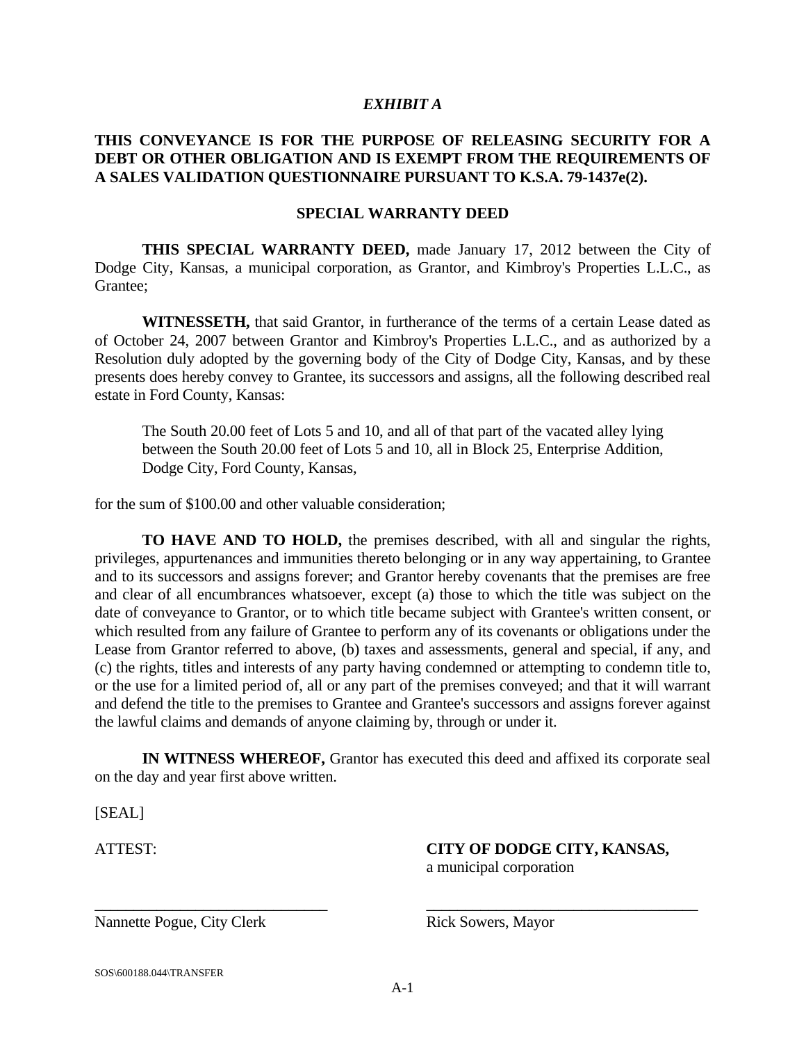***EXHIBIT A***

**THIS CONVEYANCE IS FOR THE PURPOSE OF RELEASING SECURITY FOR A DEBT OR OTHER OBLIGATION AND IS EXEMPT FROM THE REQUIREMENTS OF A SALES VALIDATION QUESTIONNAIRE PURSUANT TO K.S.A. 79-1437e(2).**

**SPECIAL WARRANTY DEED**

**THIS SPECIAL WARRANTY DEED,** made January 17, 2012 between the City of Dodge City, Kansas, a municipal corporation, as Grantor, and Kimbroy's Properties L.L.C., as Grantee;

**WITNESSETH,** that said Grantor, in furtherance of the terms of a certain Lease dated as of October 24, 2007 between Grantor and Kimbroy's Properties L.L.C., and as authorized by a Resolution duly adopted by the governing body of the City of Dodge City, Kansas, and by these presents does hereby convey to Grantee, its successors and assigns, all the following described real estate in Ford County, Kansas:

> The South 20.00 feet of Lots 5 and 10, and all of that part of the vacated alley lying between the South 20.00 feet of Lots 5 and 10, all in Block 25, Enterprise Addition, Dodge City, Ford County, Kansas,

for the sum of $100.00 and other valuable consideration;

**TO HAVE AND TO HOLD,** the premises described, with all and singular the rights, privileges, appurtenances and immunities thereto belonging or in any way appertaining, to Grantee and to its successors and assigns forever; and Grantor hereby covenants that the premises are free and clear of all encumbrances whatsoever, except (a) those to which the title was subject on the date of conveyance to Grantor, or to which title became subject with Grantee's written consent, or which resulted from any failure of Grantee to perform any of its covenants or obligations under the Lease from Grantor referred to above, (b) taxes and assessments, general and special, if any, and (c) the rights, titles and interests of any party having condemned or attempting to condemn title to, or the use for a limited period of, all or any part of the premises conveyed; and that it will warrant and defend the title to the premises to Grantee and Grantee's successors and assigns forever against the lawful claims and demands of anyone claiming by, through or under it.

**IN WITNESS WHEREOF,** Grantor has executed this deed and affixed its corporate seal on the day and year first above written.

[SEAL]

ATTEST:

**CITY OF DODGE CITY, KANSAS,**
a municipal corporation

\_\_\_\_\_\_\_\_\_\_\_\_\_\_\_\_\_\_\_\_\_\_\_\_\_\_\_\_\_\_
Nannette Pogue, City Clerk

\_\_\_\_\_\_\_\_\_\_\_\_\_\_\_\_\_\_\_\_\_\_\_\_\_\_\_\_\_\_
Rick Sowers, Mayor

SOS\600188.044\TRANSFER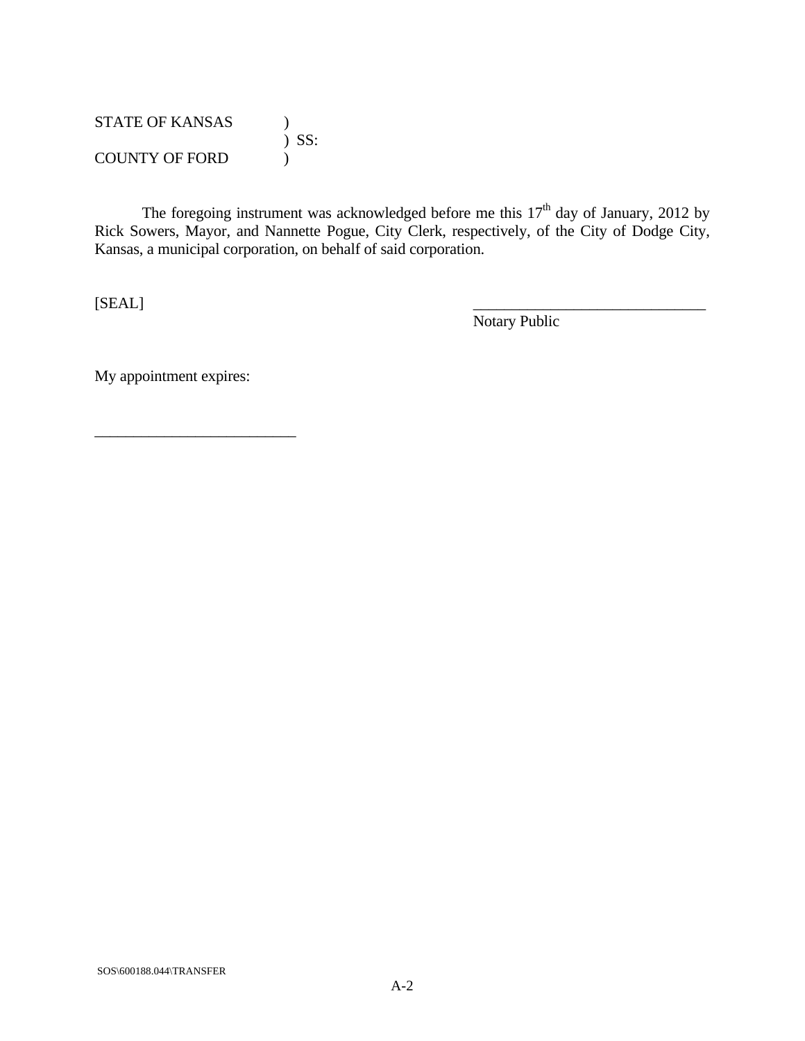STATE OF KANSAS )
) SS:
COUNTY OF FORD )

The foregoing instrument was acknowledged before me this 17th day of January, 2012 by Rick Sowers, Mayor, and Nannette Pogue, City Clerk, respectively, of the City of Dodge City, Kansas, a municipal corporation, on behalf of said corporation.

[SEAL]

\_\_\_\_\_\_\_\_\_\_\_\_\_\_\_\_\_\_\_\_\_\_\_\_\_\_\_\_\_\_
Notary Public

My appointment expires:

\_\_\_\_\_\_\_\_\_\_\_\_\_\_\_\_\_\_\_\_\_\_\_\_\_\_

SOS\600188.044\TRANSFER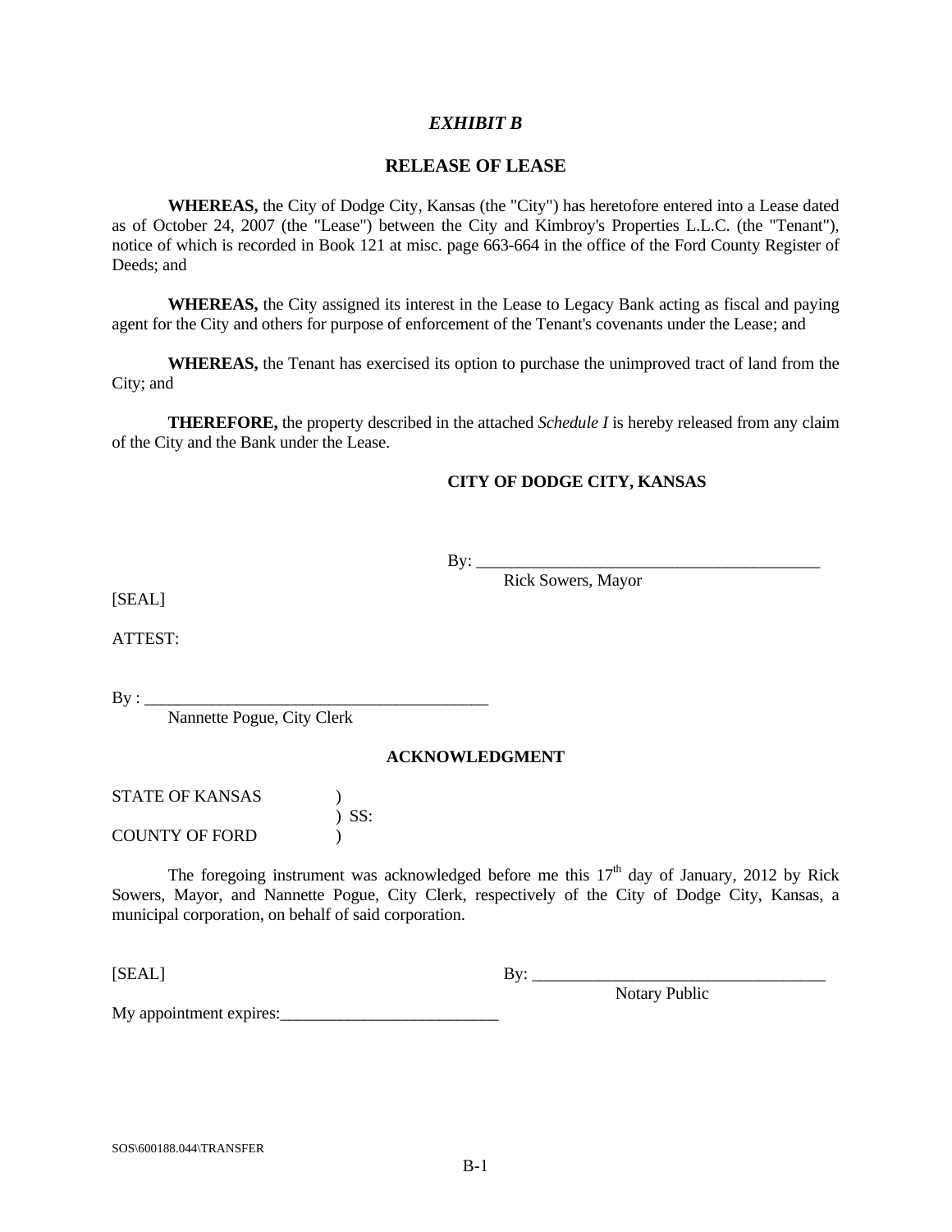# *EXHIBIT B*

## RELEASE OF LEASE

**WHEREAS,** the City of Dodge City, Kansas (the "City") has heretofore entered into a Lease dated as of October 24, 2007 (the "Lease") between the City and Kimbroy's Properties L.L.C. (the "Tenant"), notice of which is recorded in Book 121 at misc. page 663-664 in the office of the Ford County Register of Deeds; and

**WHEREAS,** the City assigned its interest in the Lease to Legacy Bank acting as fiscal and paying agent for the City and others for purpose of enforcement of the Tenant's covenants under the Lease; and

**WHEREAS,** the Tenant has exercised its option to purchase the unimproved tract of land from the City; and

**THEREFORE,** the property described in the attached *Schedule I* is hereby released from any claim of the City and the Bank under the Lease.

**CITY OF DODGE CITY, KANSAS**

By: ___________________________________________
Rick Sowers, Mayor

[SEAL]

ATTEST:

By : ___________________________________________
Nannette Pogue, City Clerk

**ACKNOWLEDGMENT**

STATE OF KANSAS )
) SS:
COUNTY OF FORD )

The foregoing instrument was acknowledged before me this 17th day of January, 2012 by Rick Sowers, Mayor, and Nannette Pogue, City Clerk, respectively of the City of Dodge City, Kansas, a municipal corporation, on behalf of said corporation.

[SEAL]

By: ___________________________________
Notary Public

My appointment expires:__________________________

SOS\600188.044\TRANSFER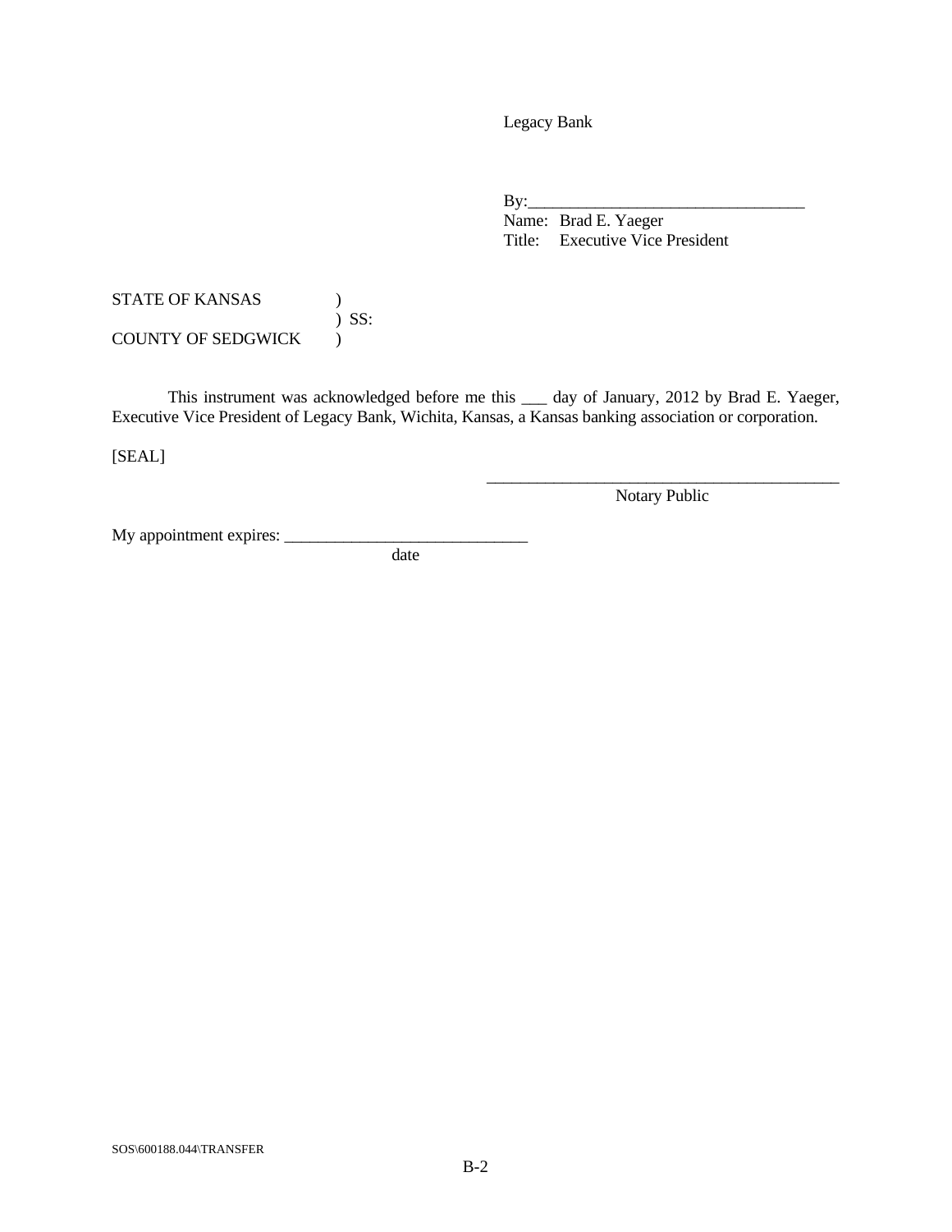Legacy Bank

By:_________________________________
Name: Brad E. Yaeger
Title: Executive Vice President

STATE OF KANSAS )
) SS:
COUNTY OF SEDGWICK )

This instrument was acknowledged before me this ___ day of January, 2012 by Brad E. Yaeger, Executive Vice President of Legacy Bank, Wichita, Kansas, a Kansas banking association or corporation.

[SEAL]

_____________________________________________
Notary Public

My appointment expires: ______________________________
date

SOS\600188.044\TRANSFER